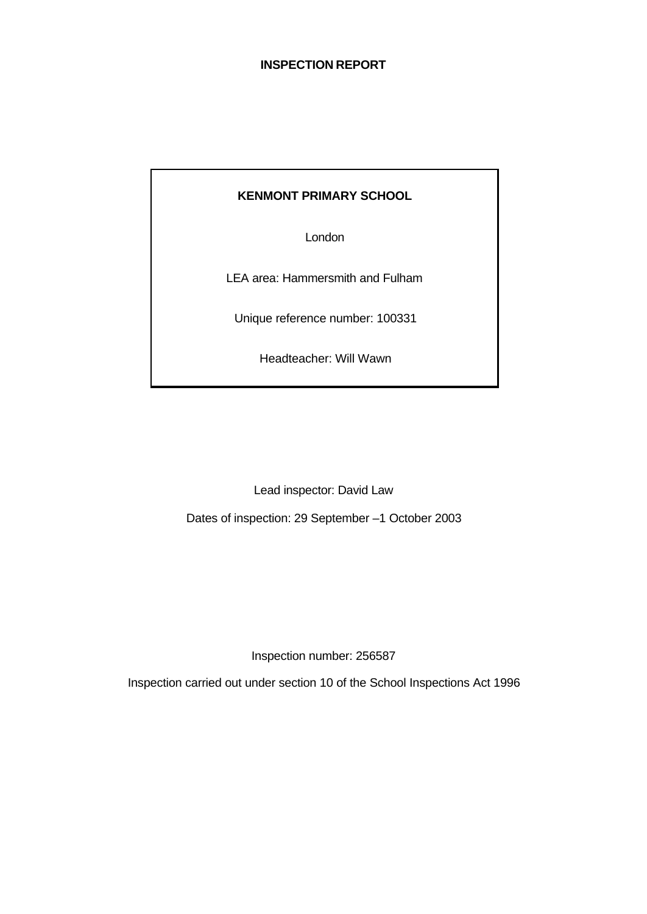**INSPECTION REPORT**

**KENMONT PRIMARY SCHOOL**

London

LEA area: Hammersmith and Fulham

Unique reference number: 100331

Headteacher: Will Wawn

Lead inspector: David Law

Dates of inspection: 29 September –1 October 2003

Inspection number: 256587

Inspection carried out under section 10 of the School Inspections Act 1996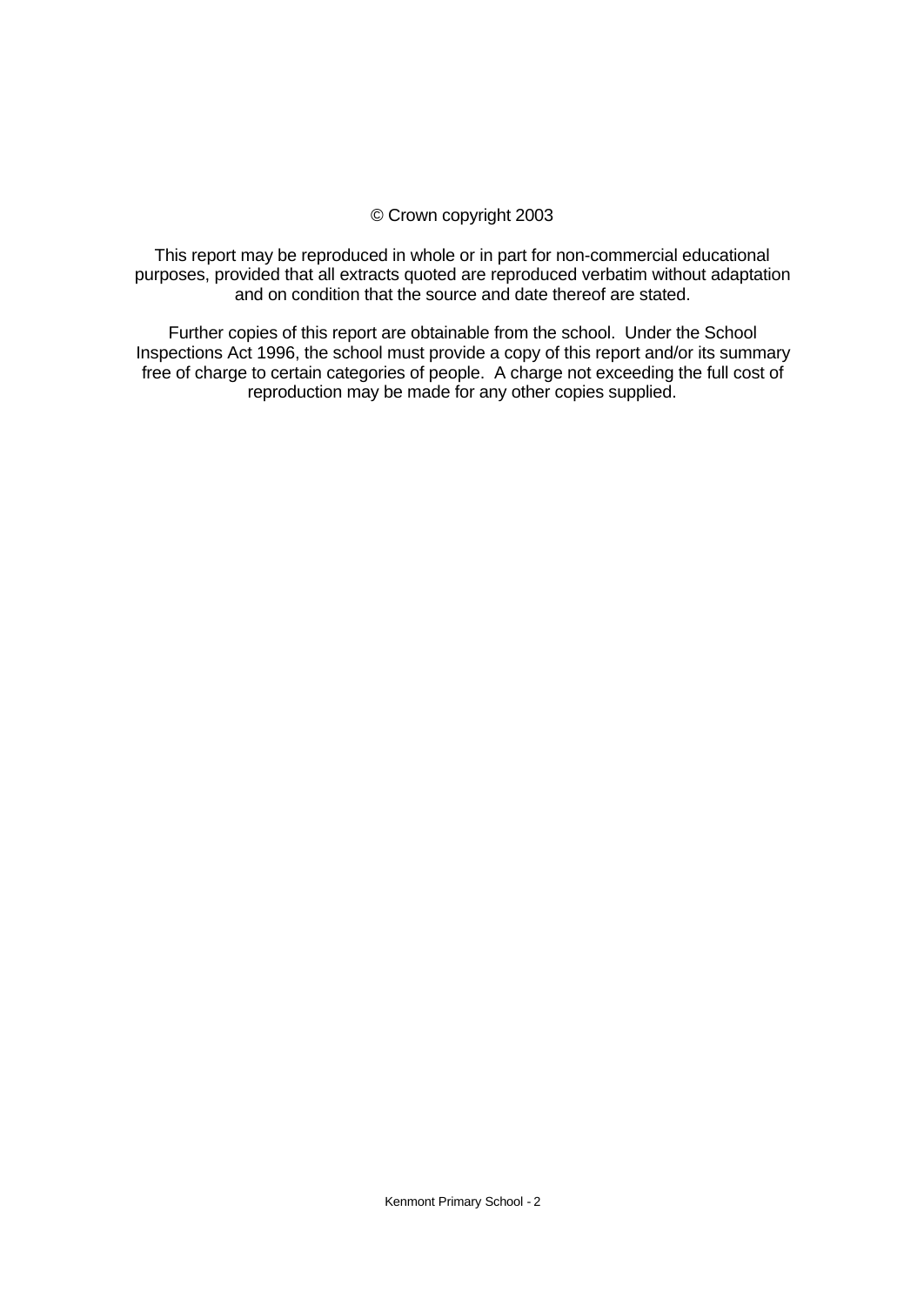© Crown copyright 2003

This report may be reproduced in whole or in part for non-commercial educational purposes, provided that all extracts quoted are reproduced verbatim without adaptation and on condition that the source and date thereof are stated.

Further copies of this report are obtainable from the school. Under the School Inspections Act 1996, the school must provide a copy of this report and/or its summary free of charge to certain categories of people. A charge not exceeding the full cost of reproduction may be made for any other copies supplied.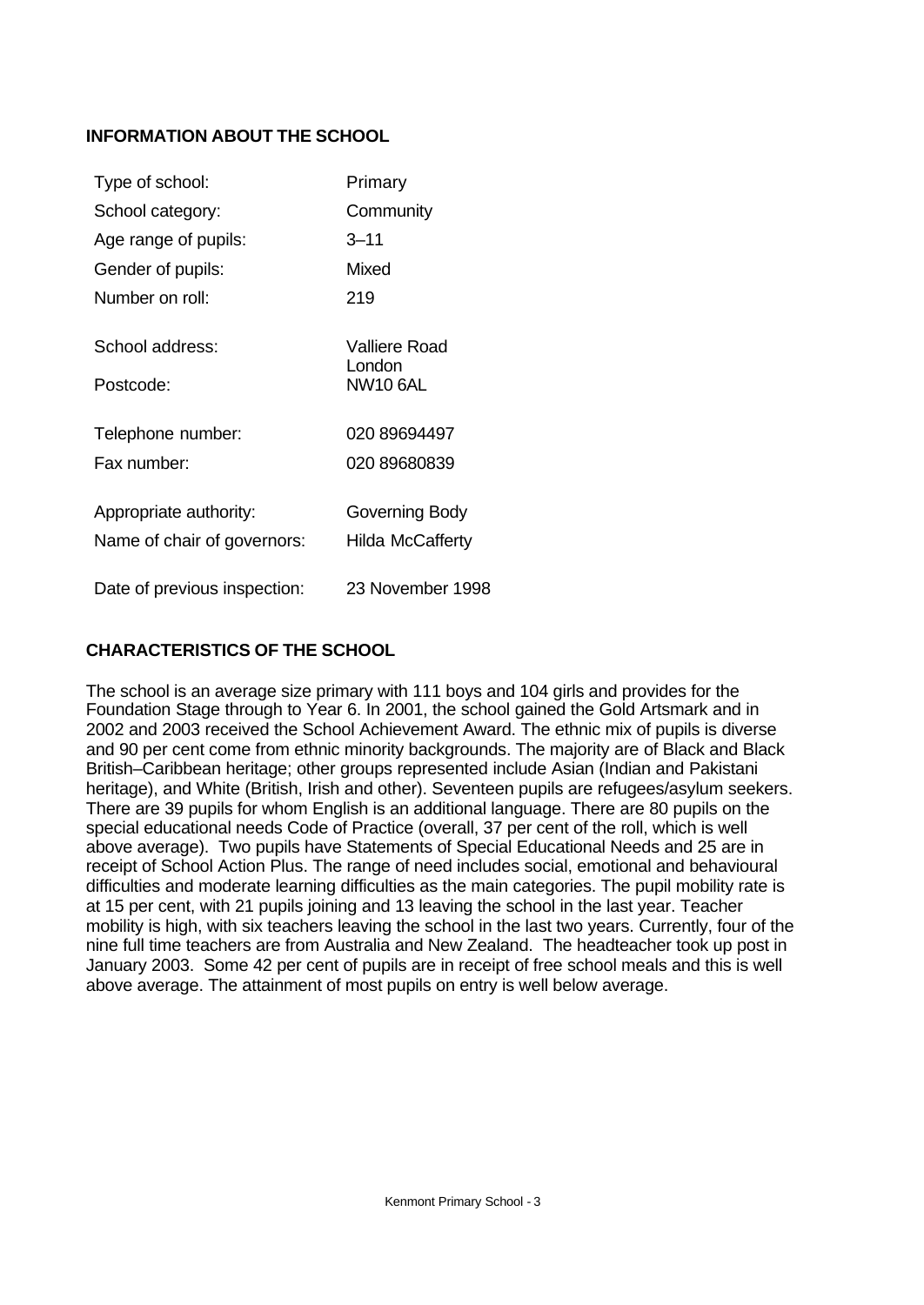## INFORMATION ABOUT THE SCHOOL

| | |
|---|---|
| Type of school: | Primary |
| School category: | Community |
| Age range of pupils: | 3–11 |
| Gender of pupils: | Mixed |
| Number on roll: | 219 |
| School address: | Valliere Road<br>London |
| Postcode: | NW10 6AL |
| Telephone number: | 020 89694497 |
| Fax number: | 020 89680839 |
| Appropriate authority: | Governing Body |
| Name of chair of governors: | Hilda McCafferty |
| Date of previous inspection: | 23 November 1998 |

## CHARACTERISTICS OF THE SCHOOL

The school is an average size primary with 111 boys and 104 girls and provides for the Foundation Stage through to Year 6. In 2001, the school gained the Gold Artsmark and in 2002 and 2003 received the School Achievement Award. The ethnic mix of pupils is diverse and 90 per cent come from ethnic minority backgrounds. The majority are of Black and Black British–Caribbean heritage; other groups represented include Asian (Indian and Pakistani heritage), and White (British, Irish and other). Seventeen pupils are refugees/asylum seekers. There are 39 pupils for whom English is an additional language. There are 80 pupils on the special educational needs Code of Practice (overall, 37 per cent of the roll, which is well above average). Two pupils have Statements of Special Educational Needs and 25 are in receipt of School Action Plus. The range of need includes social, emotional and behavioural difficulties and moderate learning difficulties as the main categories. The pupil mobility rate is at 15 per cent, with 21 pupils joining and 13 leaving the school in the last year. Teacher mobility is high, with six teachers leaving the school in the last two years. Currently, four of the nine full time teachers are from Australia and New Zealand. The headteacher took up post in January 2003. Some 42 per cent of pupils are in receipt of free school meals and this is well above average. The attainment of most pupils on entry is well below average.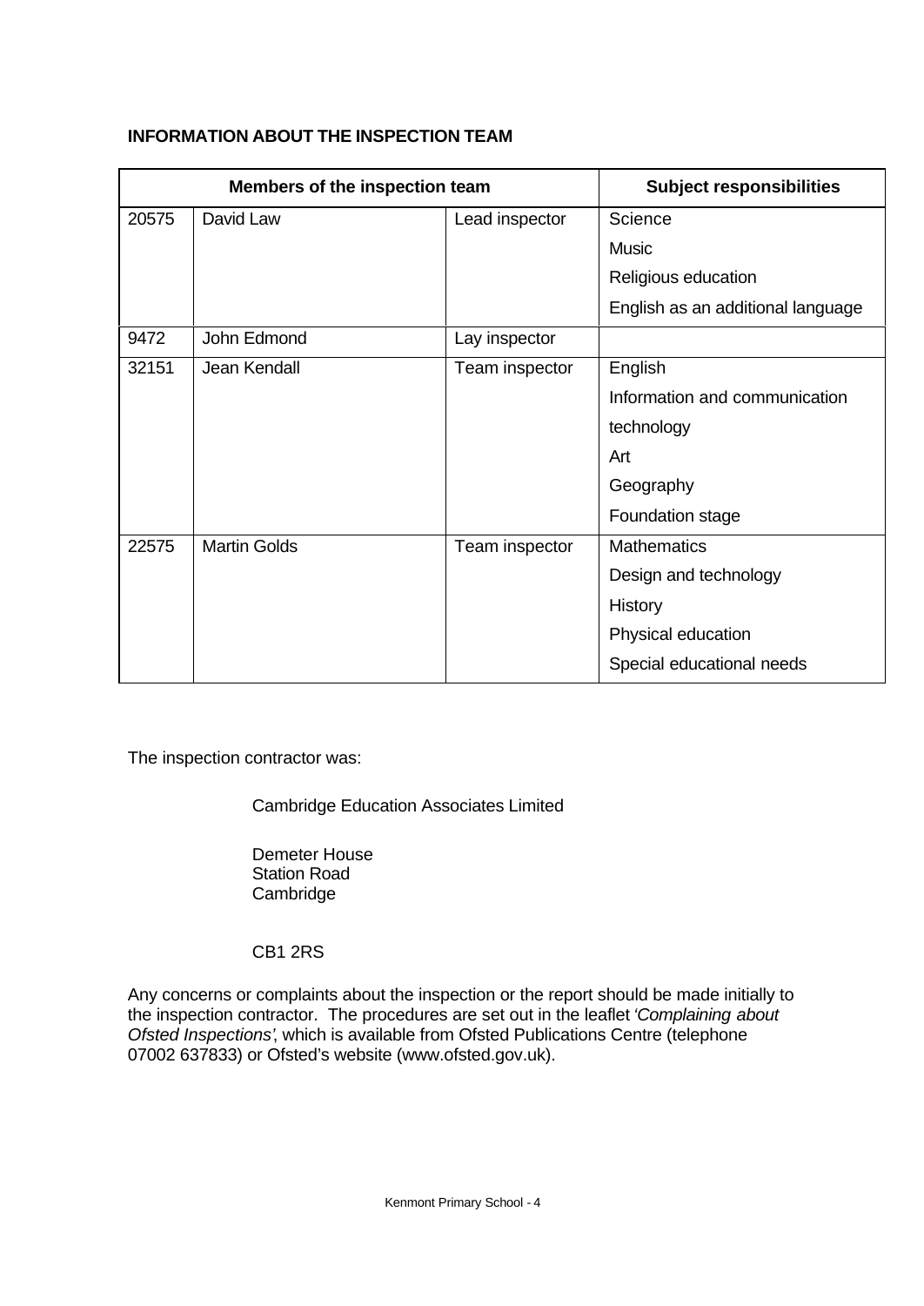**INFORMATION ABOUT THE INSPECTION TEAM**

| Members of the inspection team | | | Subject responsibilities |
|---|---|---|---|
| 20575 | David Law | Lead inspector | Science<br>Music<br>Religious education<br>English as an additional language |
| 9472 | John Edmond | Lay inspector | |
| 32151 | Jean Kendall | Team inspector | English<br>Information and communication technology<br>Art<br>Geography<br>Foundation stage |
| 22575 | Martin Golds | Team inspector | Mathematics<br>Design and technology<br>History<br>Physical education<br>Special educational needs |

The inspection contractor was:

Cambridge Education Associates Limited

Demeter House
Station Road
Cambridge

CB1 2RS

Any concerns or complaints about the inspection or the report should be made initially to the inspection contractor. The procedures are set out in the leaflet *'Complaining about Ofsted Inspections'*, which is available from Ofsted Publications Centre (telephone 07002 637833) or Ofsted's website (www.ofsted.gov.uk).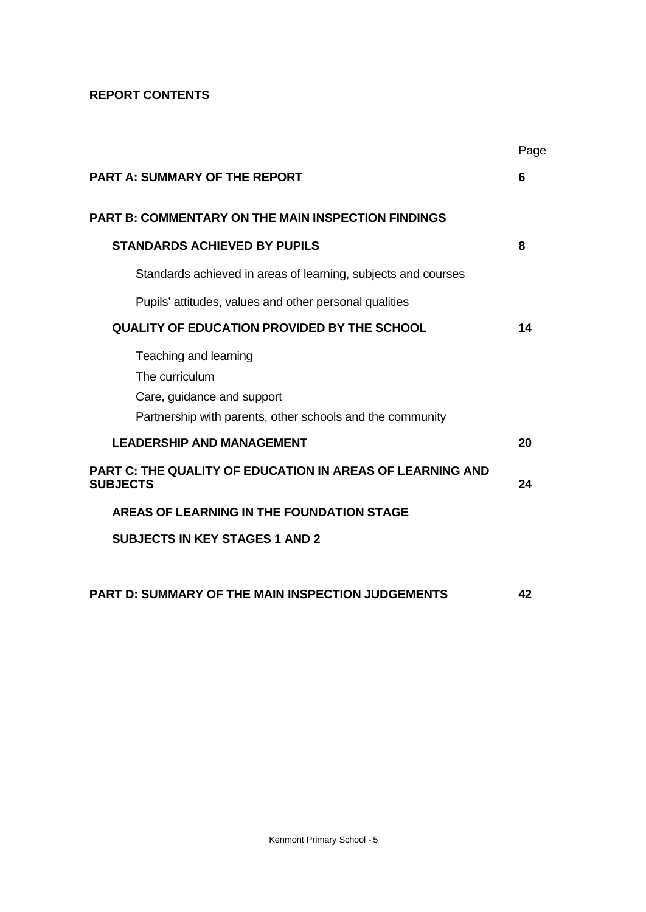**REPORT CONTENTS**

| | Page |
|---|---|
| **PART A: SUMMARY OF THE REPORT** | **6** |
| **PART B: COMMENTARY ON THE MAIN INSPECTION FINDINGS** | |
| **STANDARDS ACHIEVED BY PUPILS** | **8** |
| Standards achieved in areas of learning, subjects and courses | |
| Pupils' attitudes, values and other personal qualities | |
| **QUALITY OF EDUCATION PROVIDED BY THE SCHOOL** | **14** |
| Teaching and learning | |
| The curriculum | |
| Care, guidance and support | |
| Partnership with parents, other schools and the community | |
| **LEADERSHIP AND MANAGEMENT** | **20** |
| **PART C: THE QUALITY OF EDUCATION IN AREAS OF LEARNING AND SUBJECTS** | **24** |
| **AREAS OF LEARNING IN THE FOUNDATION STAGE** | |
| **SUBJECTS IN KEY STAGES 1 AND 2** | |
| **PART D: SUMMARY OF THE MAIN INSPECTION JUDGEMENTS** | **42** |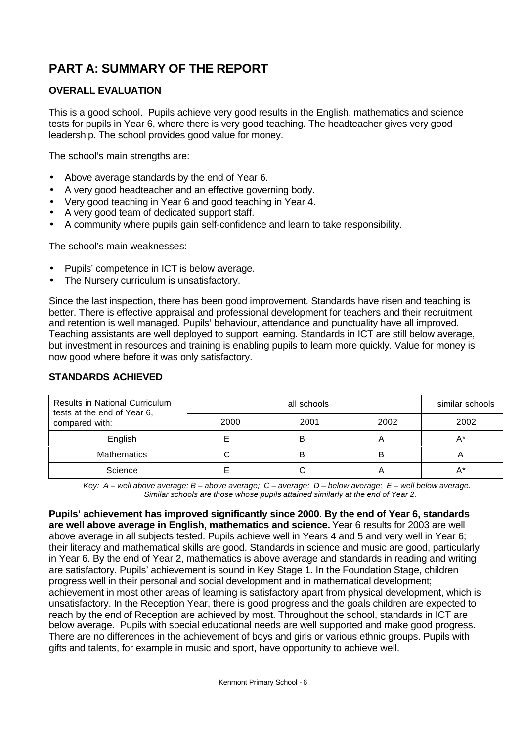# PART A: SUMMARY OF THE REPORT

## OVERALL EVALUATION

This is a good school. Pupils achieve very good results in the English, mathematics and science tests for pupils in Year 6, where there is very good teaching. The headteacher gives very good leadership. The school provides good value for money.

The school's main strengths are:

- Above average standards by the end of Year 6.
- A very good headteacher and an effective governing body.
- Very good teaching in Year 6 and good teaching in Year 4.
- A very good team of dedicated support staff.
- A community where pupils gain self-confidence and learn to take responsibility.

The school's main weaknesses:

- Pupils' competence in ICT is below average.
- The Nursery curriculum is unsatisfactory.

Since the last inspection, there has been good improvement. Standards have risen and teaching is better. There is effective appraisal and professional development for teachers and their recruitment and retention is well managed. Pupils' behaviour, attendance and punctuality have all improved. Teaching assistants are well deployed to support learning. Standards in ICT are still below average, but investment in resources and training is enabling pupils to learn more quickly. Value for money is now good where before it was only satisfactory.

## STANDARDS ACHIEVED

| Results in National Curriculum tests at the end of Year 6, compared with: | all schools | | | similar schools |
|---|---|---|---|---|
| | 2000 | 2001 | 2002 | 2002 |
| English | E | B | A | A* |
| Mathematics | C | B | B | A |
| Science | E | C | A | A* |

*Key: A – well above average; B – above average; C – average; D – below average; E – well below average. Similar schools are those whose pupils attained similarly at the end of Year 2.*

**Pupils' achievement has improved significantly since 2000. By the end of Year 6, standards are well above average in English, mathematics and science.** Year 6 results for 2003 are well above average in all subjects tested. Pupils achieve well in Years 4 and 5 and very well in Year 6; their literacy and mathematical skills are good. Standards in science and music are good, particularly in Year 6. By the end of Year 2, mathematics is above average and standards in reading and writing are satisfactory. Pupils' achievement is sound in Key Stage 1. In the Foundation Stage, children progress well in their personal and social development and in mathematical development; achievement in most other areas of learning is satisfactory apart from physical development, which is unsatisfactory. In the Reception Year, there is good progress and the goals children are expected to reach by the end of Reception are achieved by most. Throughout the school, standards in ICT are below average. Pupils with special educational needs are well supported and make good progress. There are no differences in the achievement of boys and girls or various ethnic groups. Pupils with gifts and talents, for example in music and sport, have opportunity to achieve well.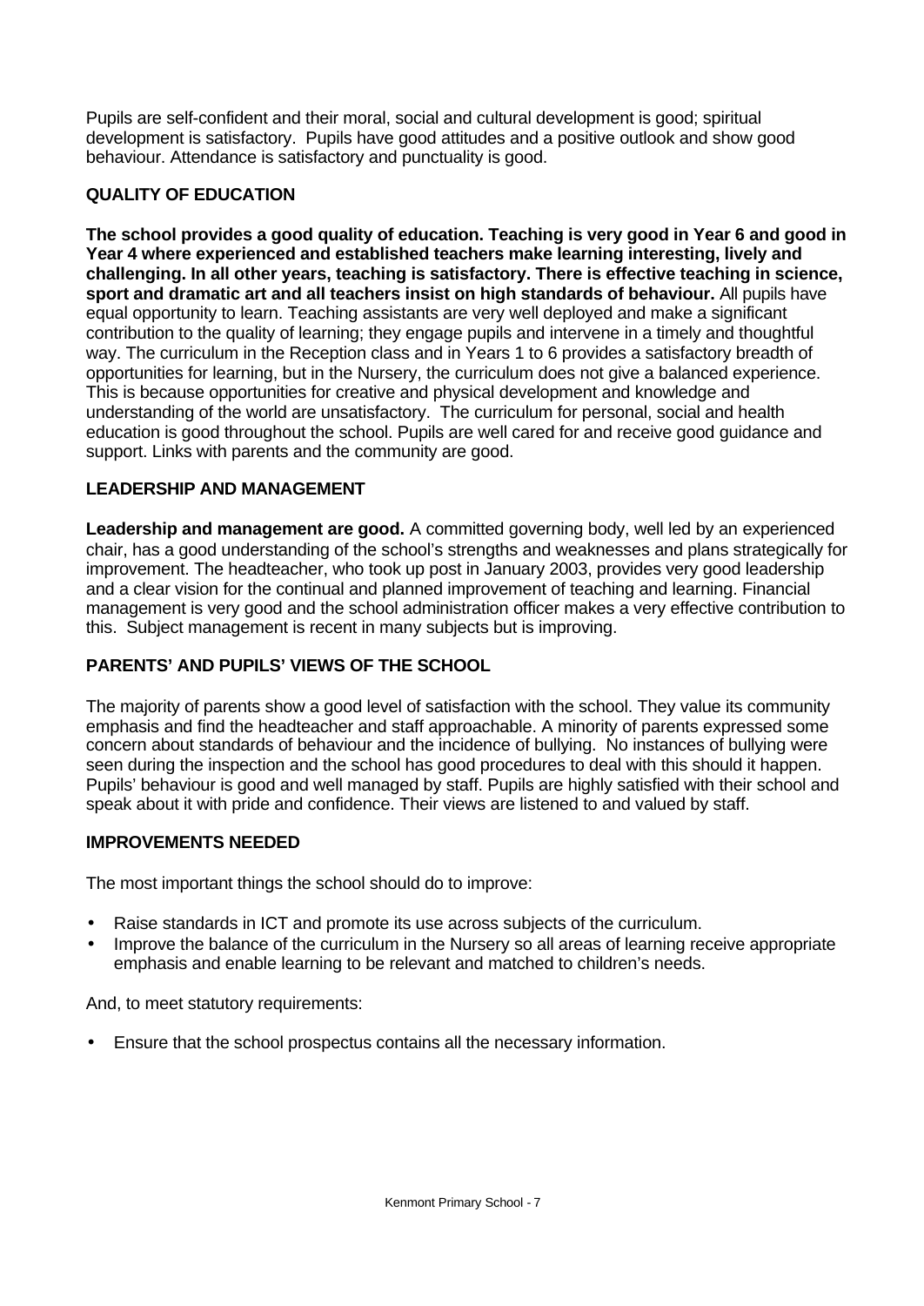Pupils are self-confident and their moral, social and cultural development is good; spiritual development is satisfactory. Pupils have good attitudes and a positive outlook and show good behaviour. Attendance is satisfactory and punctuality is good.

### QUALITY OF EDUCATION

**The school provides a good quality of education. Teaching is very good in Year 6 and good in Year 4 where experienced and established teachers make learning interesting, lively and challenging. In all other years, teaching is satisfactory. There is effective teaching in science, sport and dramatic art and all teachers insist on high standards of behaviour.** All pupils have equal opportunity to learn. Teaching assistants are very well deployed and make a significant contribution to the quality of learning; they engage pupils and intervene in a timely and thoughtful way. The curriculum in the Reception class and in Years 1 to 6 provides a satisfactory breadth of opportunities for learning, but in the Nursery, the curriculum does not give a balanced experience. This is because opportunities for creative and physical development and knowledge and understanding of the world are unsatisfactory. The curriculum for personal, social and health education is good throughout the school. Pupils are well cared for and receive good guidance and support. Links with parents and the community are good.

### LEADERSHIP AND MANAGEMENT

**Leadership and management are good.** A committed governing body, well led by an experienced chair, has a good understanding of the school's strengths and weaknesses and plans strategically for improvement. The headteacher, who took up post in January 2003, provides very good leadership and a clear vision for the continual and planned improvement of teaching and learning. Financial management is very good and the school administration officer makes a very effective contribution to this. Subject management is recent in many subjects but is improving.

### PARENTS' AND PUPILS' VIEWS OF THE SCHOOL

The majority of parents show a good level of satisfaction with the school. They value its community emphasis and find the headteacher and staff approachable. A minority of parents expressed some concern about standards of behaviour and the incidence of bullying. No instances of bullying were seen during the inspection and the school has good procedures to deal with this should it happen. Pupils' behaviour is good and well managed by staff. Pupils are highly satisfied with their school and speak about it with pride and confidence. Their views are listened to and valued by staff.

### IMPROVEMENTS NEEDED

The most important things the school should do to improve:

- Raise standards in ICT and promote its use across subjects of the curriculum.
- Improve the balance of the curriculum in the Nursery so all areas of learning receive appropriate emphasis and enable learning to be relevant and matched to children's needs.

And, to meet statutory requirements:

- Ensure that the school prospectus contains all the necessary information.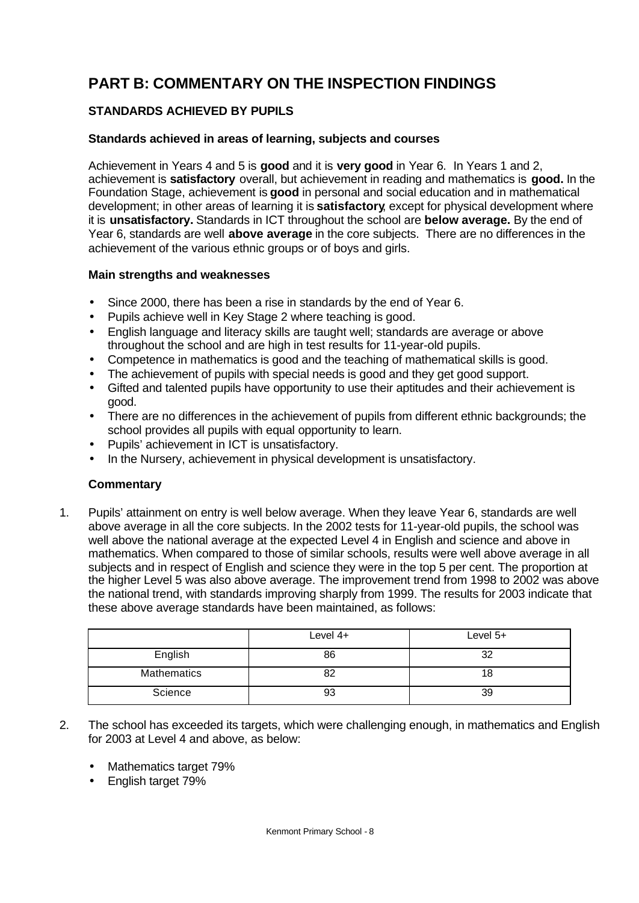## PART B: COMMENTARY ON THE INSPECTION FINDINGS

### STANDARDS ACHIEVED BY PUPILS

#### Standards achieved in areas of learning, subjects and courses

Achievement in Years 4 and 5 is **good** and it is **very good** in Year 6. In Years 1 and 2, achievement is **satisfactory** overall, but achievement in reading and mathematics is **good.** In the Foundation Stage, achievement is **good** in personal and social education and in mathematical development; in other areas of learning it is **satisfactory**, except for physical development where it is **unsatisfactory.** Standards in ICT throughout the school are **below average.** By the end of Year 6, standards are well **above average** in the core subjects. There are no differences in the achievement of the various ethnic groups or of boys and girls.

#### Main strengths and weaknesses

- Since 2000, there has been a rise in standards by the end of Year 6.
- Pupils achieve well in Key Stage 2 where teaching is good.
- English language and literacy skills are taught well; standards are average or above throughout the school and are high in test results for 11-year-old pupils.
- Competence in mathematics is good and the teaching of mathematical skills is good.
- The achievement of pupils with special needs is good and they get good support.
- Gifted and talented pupils have opportunity to use their aptitudes and their achievement is good.
- There are no differences in the achievement of pupils from different ethnic backgrounds; the school provides all pupils with equal opportunity to learn.
- Pupils' achievement in ICT is unsatisfactory.
- In the Nursery, achievement in physical development is unsatisfactory.

#### Commentary

1. Pupils' attainment on entry is well below average. When they leave Year 6, standards are well above average in all the core subjects. In the 2002 tests for 11-year-old pupils, the school was well above the national average at the expected Level 4 in English and science and above in mathematics. When compared to those of similar schools, results were well above average in all subjects and in respect of English and science they were in the top 5 per cent. The proportion at the higher Level 5 was also above average. The improvement trend from 1998 to 2002 was above the national trend, with standards improving sharply from 1999. The results for 2003 indicate that these above average standards have been maintained, as follows:

| | Level 4+ | Level 5+ |
|---|---|---|
| English | 86 | 32 |
| Mathematics | 82 | 18 |
| Science | 93 | 39 |

2. The school has exceeded its targets, which were challenging enough, in mathematics and English for 2003 at Level 4 and above, as below:

   - Mathematics target 79%
   - English target 79%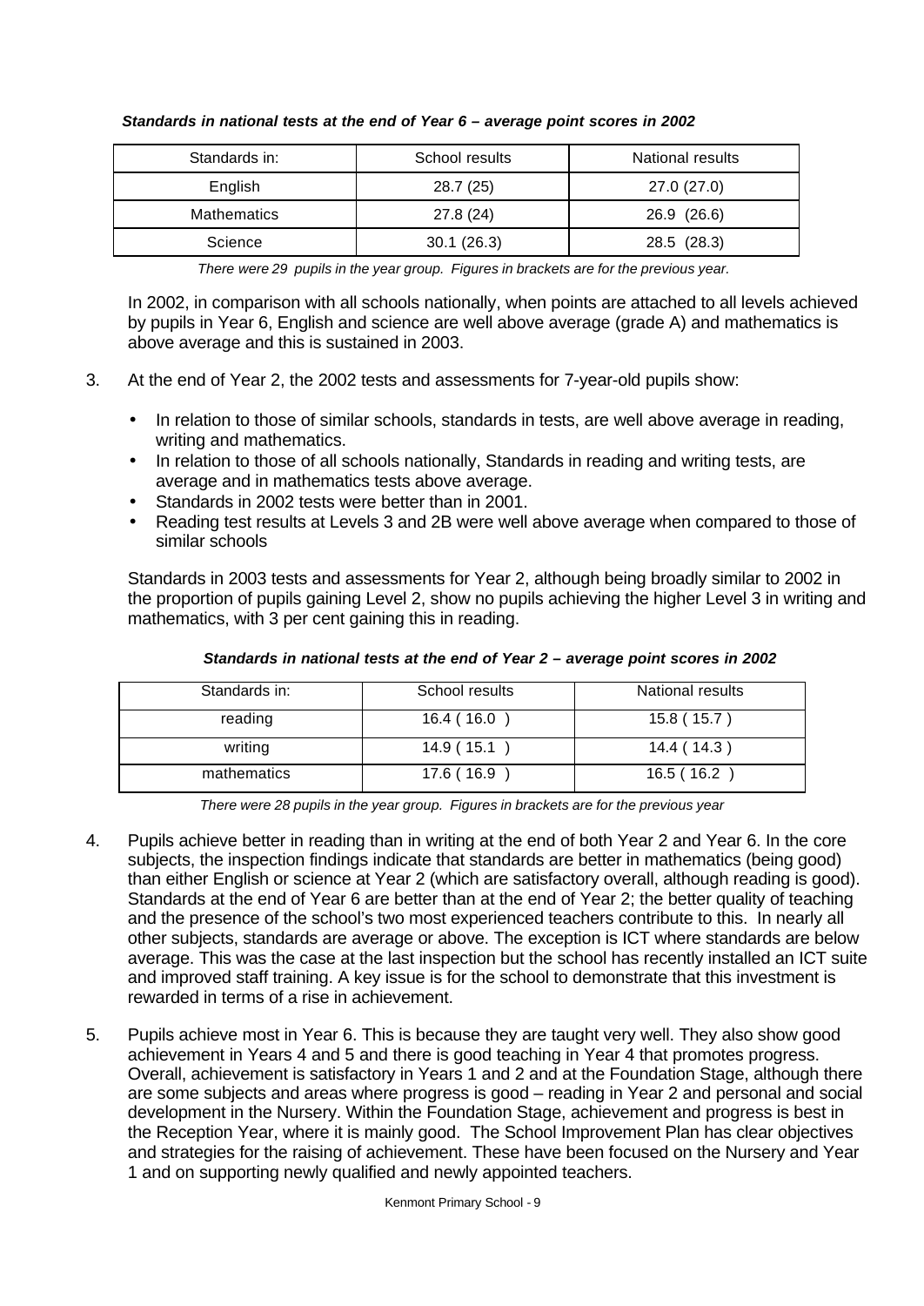***Standards in national tests at the end of Year 6 – average point scores in 2002***

| Standards in: | School results | National results |
|---|---|---|
| English | 28.7 (25) | 27.0 (27.0) |
| Mathematics | 27.8 (24) | 26.9 (26.6) |
| Science | 30.1 (26.3) | 28.5 (28.3) |

*There were 29 pupils in the year group. Figures in brackets are for the previous year.*

In 2002, in comparison with all schools nationally, when points are attached to all levels achieved by pupils in Year 6, English and science are well above average (grade A) and mathematics is above average and this is sustained in 2003.

3. At the end of Year 2, the 2002 tests and assessments for 7-year-old pupils show:

   - In relation to those of similar schools, standards in tests, are well above average in reading, writing and mathematics.
   - In relation to those of all schools nationally, Standards in reading and writing tests, are average and in mathematics tests above average.
   - Standards in 2002 tests were better than in 2001.
   - Reading test results at Levels 3 and 2B were well above average when compared to those of similar schools

   Standards in 2003 tests and assessments for Year 2, although being broadly similar to 2002 in the proportion of pupils gaining Level 2, show no pupils achieving the higher Level 3 in writing and mathematics, with 3 per cent gaining this in reading.

***Standards in national tests at the end of Year 2 – average point scores in 2002***

| Standards in: | School results | National results |
|---|---|---|
| reading | 16.4 ( 16.0 ) | 15.8 ( 15.7 ) |
| writing | 14.9 ( 15.1 ) | 14.4 ( 14.3 ) |
| mathematics | 17.6 ( 16.9 ) | 16.5 ( 16.2 ) |

*There were 28 pupils in the year group. Figures in brackets are for the previous year*

4. Pupils achieve better in reading than in writing at the end of both Year 2 and Year 6. In the core subjects, the inspection findings indicate that standards are better in mathematics (being good) than either English or science at Year 2 (which are satisfactory overall, although reading is good). Standards at the end of Year 6 are better than at the end of Year 2; the better quality of teaching and the presence of the school's two most experienced teachers contribute to this. In nearly all other subjects, standards are average or above. The exception is ICT where standards are below average. This was the case at the last inspection but the school has recently installed an ICT suite and improved staff training. A key issue is for the school to demonstrate that this investment is rewarded in terms of a rise in achievement.

5. Pupils achieve most in Year 6. This is because they are taught very well. They also show good achievement in Years 4 and 5 and there is good teaching in Year 4 that promotes progress. Overall, achievement is satisfactory in Years 1 and 2 and at the Foundation Stage, although there are some subjects and areas where progress is good – reading in Year 2 and personal and social development in the Nursery. Within the Foundation Stage, achievement and progress is best in the Reception Year, where it is mainly good. The School Improvement Plan has clear objectives and strategies for the raising of achievement. These have been focused on the Nursery and Year 1 and on supporting newly qualified and newly appointed teachers.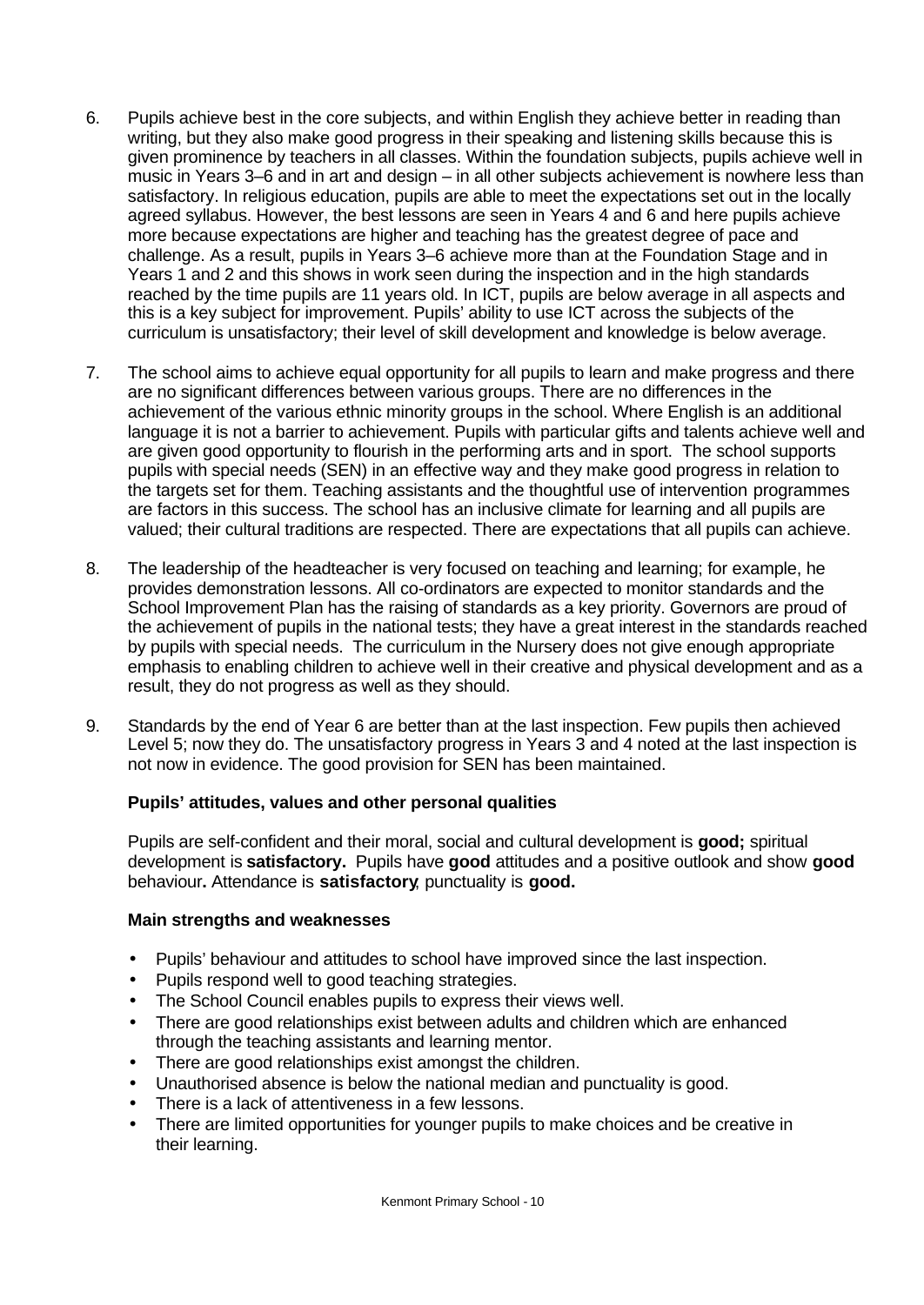6. Pupils achieve best in the core subjects, and within English they achieve better in reading than writing, but they also make good progress in their speaking and listening skills because this is given prominence by teachers in all classes. Within the foundation subjects, pupils achieve well in music in Years 3–6 and in art and design – in all other subjects achievement is nowhere less than satisfactory. In religious education, pupils are able to meet the expectations set out in the locally agreed syllabus. However, the best lessons are seen in Years 4 and 6 and here pupils achieve more because expectations are higher and teaching has the greatest degree of pace and challenge. As a result, pupils in Years 3–6 achieve more than at the Foundation Stage and in Years 1 and 2 and this shows in work seen during the inspection and in the high standards reached by the time pupils are 11 years old. In ICT, pupils are below average in all aspects and this is a key subject for improvement. Pupils' ability to use ICT across the subjects of the curriculum is unsatisfactory; their level of skill development and knowledge is below average.

7. The school aims to achieve equal opportunity for all pupils to learn and make progress and there are no significant differences between various groups. There are no differences in the achievement of the various ethnic minority groups in the school. Where English is an additional language it is not a barrier to achievement. Pupils with particular gifts and talents achieve well and are given good opportunity to flourish in the performing arts and in sport. The school supports pupils with special needs (SEN) in an effective way and they make good progress in relation to the targets set for them. Teaching assistants and the thoughtful use of intervention programmes are factors in this success. The school has an inclusive climate for learning and all pupils are valued; their cultural traditions are respected. There are expectations that all pupils can achieve.

8. The leadership of the headteacher is very focused on teaching and learning; for example, he provides demonstration lessons. All co-ordinators are expected to monitor standards and the School Improvement Plan has the raising of standards as a key priority. Governors are proud of the achievement of pupils in the national tests; they have a great interest in the standards reached by pupils with special needs. The curriculum in the Nursery does not give enough appropriate emphasis to enabling children to achieve well in their creative and physical development and as a result, they do not progress as well as they should.

9. Standards by the end of Year 6 are better than at the last inspection. Few pupils then achieved Level 5; now they do. The unsatisfactory progress in Years 3 and 4 noted at the last inspection is not now in evidence. The good provision for SEN has been maintained.

### Pupils' attitudes, values and other personal qualities

Pupils are self-confident and their moral, social and cultural development is **good;** spiritual development is **satisfactory.** Pupils have **good** attitudes and a positive outlook and show **good** behaviour**.** Attendance is **satisfactory**; punctuality is **good.**

#### Main strengths and weaknesses

- Pupils' behaviour and attitudes to school have improved since the last inspection.
- Pupils respond well to good teaching strategies.
- The School Council enables pupils to express their views well.
- There are good relationships exist between adults and children which are enhanced through the teaching assistants and learning mentor.
- There are good relationships exist amongst the children.
- Unauthorised absence is below the national median and punctuality is good.
- There is a lack of attentiveness in a few lessons.
- There are limited opportunities for younger pupils to make choices and be creative in their learning.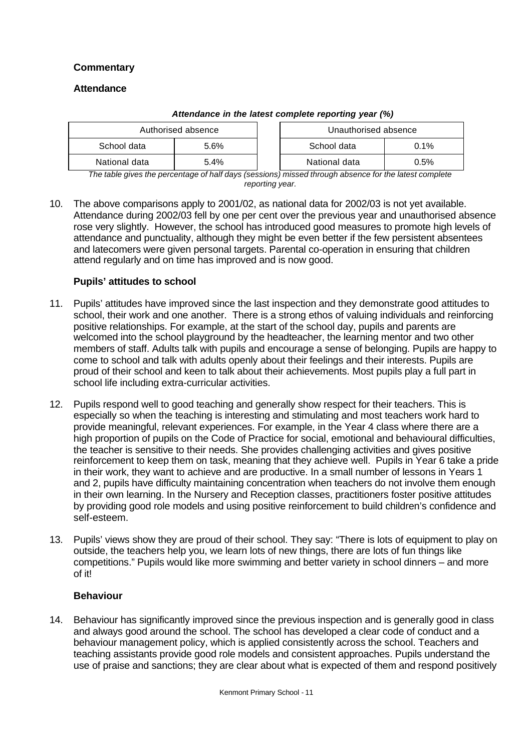### Commentary

#### Attendance

***Attendance in the latest complete reporting year (%)***

| Authorised absence | |
|---|---|
| School data | 5.6% |
| National data | 5.4% |

| Unauthorised absence | |
|---|---|
| School data | 0.1% |
| National data | 0.5% |

*The table gives the percentage of half days (sessions) missed through absence for the latest complete reporting year.*

10. The above comparisons apply to 2001/02, as national data for 2002/03 is not yet available. Attendance during 2002/03 fell by one per cent over the previous year and unauthorised absence rose very slightly. However, the school has introduced good measures to promote high levels of attendance and punctuality, although they might be even better if the few persistent absentees and latecomers were given personal targets. Parental co-operation in ensuring that children attend regularly and on time has improved and is now good.

#### Pupils' attitudes to school

11. Pupils' attitudes have improved since the last inspection and they demonstrate good attitudes to school, their work and one another. There is a strong ethos of valuing individuals and reinforcing positive relationships. For example, at the start of the school day, pupils and parents are welcomed into the school playground by the headteacher, the learning mentor and two other members of staff. Adults talk with pupils and encourage a sense of belonging. Pupils are happy to come to school and talk with adults openly about their feelings and their interests. Pupils are proud of their school and keen to talk about their achievements. Most pupils play a full part in school life including extra-curricular activities.

12. Pupils respond well to good teaching and generally show respect for their teachers. This is especially so when the teaching is interesting and stimulating and most teachers work hard to provide meaningful, relevant experiences. For example, in the Year 4 class where there are a high proportion of pupils on the Code of Practice for social, emotional and behavioural difficulties, the teacher is sensitive to their needs. She provides challenging activities and gives positive reinforcement to keep them on task, meaning that they achieve well. Pupils in Year 6 take a pride in their work, they want to achieve and are productive. In a small number of lessons in Years 1 and 2, pupils have difficulty maintaining concentration when teachers do not involve them enough in their own learning. In the Nursery and Reception classes, practitioners foster positive attitudes by providing good role models and using positive reinforcement to build children's confidence and self-esteem.

13. Pupils' views show they are proud of their school. They say: "There is lots of equipment to play on outside, the teachers help you, we learn lots of new things, there are lots of fun things like competitions." Pupils would like more swimming and better variety in school dinners – and more of it!

#### Behaviour

14. Behaviour has significantly improved since the previous inspection and is generally good in class and always good around the school. The school has developed a clear code of conduct and a behaviour management policy, which is applied consistently across the school. Teachers and teaching assistants provide good role models and consistent approaches. Pupils understand the use of praise and sanctions; they are clear about what is expected of them and respond positively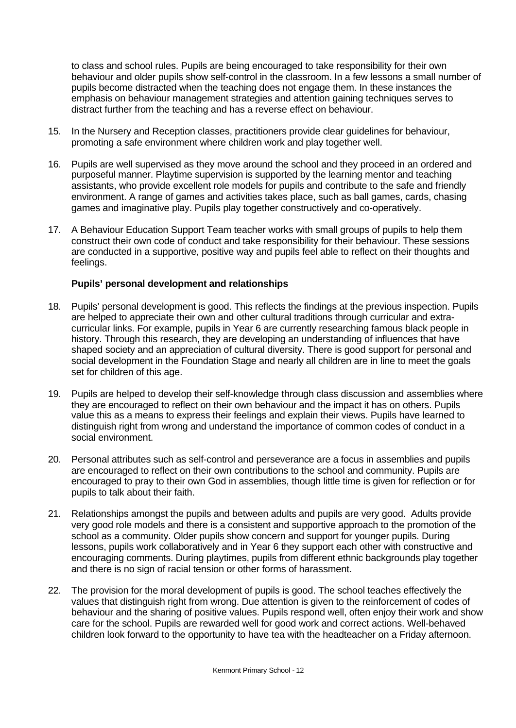to class and school rules. Pupils are being encouraged to take responsibility for their own behaviour and older pupils show self-control in the classroom. In a few lessons a small number of pupils become distracted when the teaching does not engage them. In these instances the emphasis on behaviour management strategies and attention gaining techniques serves to distract further from the teaching and has a reverse effect on behaviour.

15. In the Nursery and Reception classes, practitioners provide clear guidelines for behaviour, promoting a safe environment where children work and play together well.

16. Pupils are well supervised as they move around the school and they proceed in an ordered and purposeful manner. Playtime supervision is supported by the learning mentor and teaching assistants, who provide excellent role models for pupils and contribute to the safe and friendly environment. A range of games and activities takes place, such as ball games, cards, chasing games and imaginative play. Pupils play together constructively and co-operatively.

17. A Behaviour Education Support Team teacher works with small groups of pupils to help them construct their own code of conduct and take responsibility for their behaviour. These sessions are conducted in a supportive, positive way and pupils feel able to reflect on their thoughts and feelings.

**Pupils' personal development and relationships**

18. Pupils' personal development is good. This reflects the findings at the previous inspection. Pupils are helped to appreciate their own and other cultural traditions through curricular and extra-curricular links. For example, pupils in Year 6 are currently researching famous black people in history. Through this research, they are developing an understanding of influences that have shaped society and an appreciation of cultural diversity. There is good support for personal and social development in the Foundation Stage and nearly all children are in line to meet the goals set for children of this age.

19. Pupils are helped to develop their self-knowledge through class discussion and assemblies where they are encouraged to reflect on their own behaviour and the impact it has on others. Pupils value this as a means to express their feelings and explain their views. Pupils have learned to distinguish right from wrong and understand the importance of common codes of conduct in a social environment.

20. Personal attributes such as self-control and perseverance are a focus in assemblies and pupils are encouraged to reflect on their own contributions to the school and community. Pupils are encouraged to pray to their own God in assemblies, though little time is given for reflection or for pupils to talk about their faith.

21. Relationships amongst the pupils and between adults and pupils are very good. Adults provide very good role models and there is a consistent and supportive approach to the promotion of the school as a community. Older pupils show concern and support for younger pupils. During lessons, pupils work collaboratively and in Year 6 they support each other with constructive and encouraging comments. During playtimes, pupils from different ethnic backgrounds play together and there is no sign of racial tension or other forms of harassment.

22. The provision for the moral development of pupils is good. The school teaches effectively the values that distinguish right from wrong. Due attention is given to the reinforcement of codes of behaviour and the sharing of positive values. Pupils respond well, often enjoy their work and show care for the school. Pupils are rewarded well for good work and correct actions. Well-behaved children look forward to the opportunity to have tea with the headteacher on a Friday afternoon.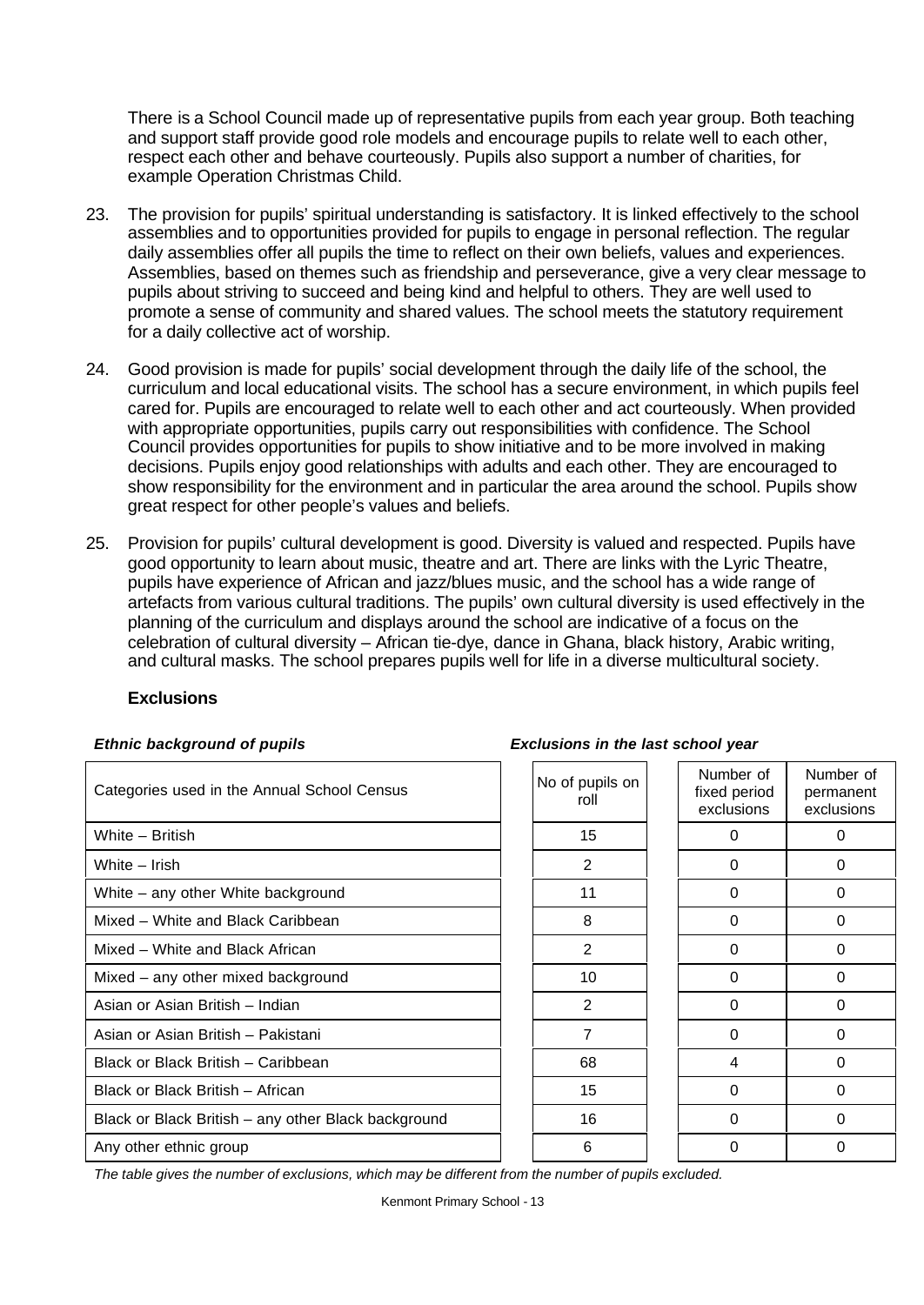There is a School Council made up of representative pupils from each year group. Both teaching and support staff provide good role models and encourage pupils to relate well to each other, respect each other and behave courteously. Pupils also support a number of charities, for example Operation Christmas Child.

23. The provision for pupils' spiritual understanding is satisfactory. It is linked effectively to the school assemblies and to opportunities provided for pupils to engage in personal reflection. The regular daily assemblies offer all pupils the time to reflect on their own beliefs, values and experiences. Assemblies, based on themes such as friendship and perseverance, give a very clear message to pupils about striving to succeed and being kind and helpful to others. They are well used to promote a sense of community and shared values. The school meets the statutory requirement for a daily collective act of worship.

24. Good provision is made for pupils' social development through the daily life of the school, the curriculum and local educational visits. The school has a secure environment, in which pupils feel cared for. Pupils are encouraged to relate well to each other and act courteously. When provided with appropriate opportunities, pupils carry out responsibilities with confidence. The School Council provides opportunities for pupils to show initiative and to be more involved in making decisions. Pupils enjoy good relationships with adults and each other. They are encouraged to show responsibility for the environment and in particular the area around the school. Pupils show great respect for other people's values and beliefs.

25. Provision for pupils' cultural development is good. Diversity is valued and respected. Pupils have good opportunity to learn about music, theatre and art. There are links with the Lyric Theatre, pupils have experience of African and jazz/blues music, and the school has a wide range of artefacts from various cultural traditions. The pupils' own cultural diversity is used effectively in the planning of the curriculum and displays around the school are indicative of a focus on the celebration of cultural diversity – African tie-dye, dance in Ghana, black history, Arabic writing, and cultural masks. The school prepares pupils well for life in a diverse multicultural society.

**Exclusions**

***Ethnic background of pupils*** ***Exclusions in the last school year***

| Categories used in the Annual School Census | No of pupils on roll | Number of fixed period exclusions | Number of permanent exclusions |
|---|---|---|---|
| White – British | 15 | 0 | 0 |
| White – Irish | 2 | 0 | 0 |
| White – any other White background | 11 | 0 | 0 |
| Mixed – White and Black Caribbean | 8 | 0 | 0 |
| Mixed – White and Black African | 2 | 0 | 0 |
| Mixed – any other mixed background | 10 | 0 | 0 |
| Asian or Asian British – Indian | 2 | 0 | 0 |
| Asian or Asian British – Pakistani | 7 | 0 | 0 |
| Black or Black British – Caribbean | 68 | 4 | 0 |
| Black or Black British – African | 15 | 0 | 0 |
| Black or Black British – any other Black background | 16 | 0 | 0 |
| Any other ethnic group | 6 | 0 | 0 |

*The table gives the number of exclusions, which may be different from the number of pupils excluded.*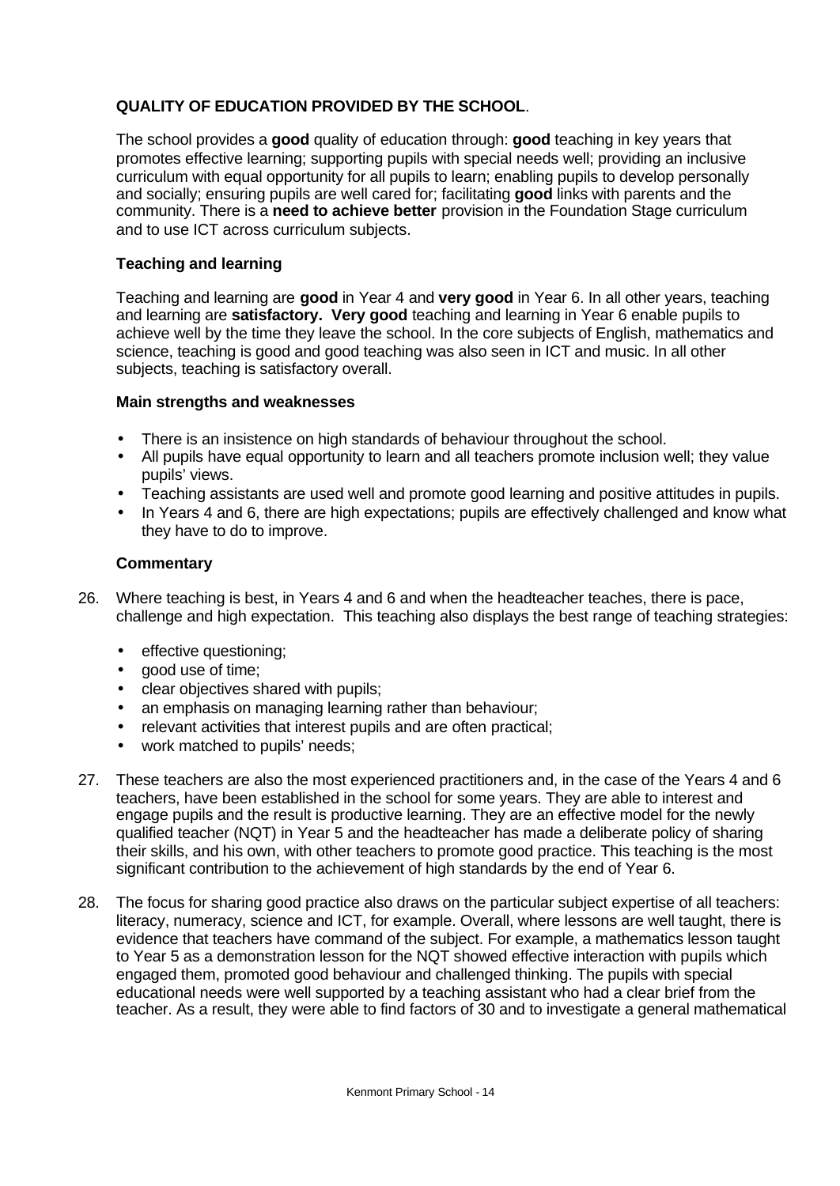## QUALITY OF EDUCATION PROVIDED BY THE SCHOOL.

The school provides a **good** quality of education through: **good** teaching in key years that promotes effective learning; supporting pupils with special needs well; providing an inclusive curriculum with equal opportunity for all pupils to learn; enabling pupils to develop personally and socially; ensuring pupils are well cared for; facilitating **good** links with parents and the community. There is a **need to achieve better** provision in the Foundation Stage curriculum and to use ICT across curriculum subjects.

### Teaching and learning

Teaching and learning are **good** in Year 4 and **very good** in Year 6. In all other years, teaching and learning are **satisfactory. Very good** teaching and learning in Year 6 enable pupils to achieve well by the time they leave the school. In the core subjects of English, mathematics and science, teaching is good and good teaching was also seen in ICT and music. In all other subjects, teaching is satisfactory overall.

#### Main strengths and weaknesses

- There is an insistence on high standards of behaviour throughout the school.
- All pupils have equal opportunity to learn and all teachers promote inclusion well; they value pupils' views.
- Teaching assistants are used well and promote good learning and positive attitudes in pupils.
- In Years 4 and 6, there are high expectations; pupils are effectively challenged and know what they have to do to improve.

#### Commentary

26. Where teaching is best, in Years 4 and 6 and when the headteacher teaches, there is pace, challenge and high expectation. This teaching also displays the best range of teaching strategies:

    - effective questioning;
    - good use of time;
    - clear objectives shared with pupils;
    - an emphasis on managing learning rather than behaviour;
    - relevant activities that interest pupils and are often practical;
    - work matched to pupils' needs;

27. These teachers are also the most experienced practitioners and, in the case of the Years 4 and 6 teachers, have been established in the school for some years. They are able to interest and engage pupils and the result is productive learning. They are an effective model for the newly qualified teacher (NQT) in Year 5 and the headteacher has made a deliberate policy of sharing their skills, and his own, with other teachers to promote good practice. This teaching is the most significant contribution to the achievement of high standards by the end of Year 6.

28. The focus for sharing good practice also draws on the particular subject expertise of all teachers: literacy, numeracy, science and ICT, for example. Overall, where lessons are well taught, there is evidence that teachers have command of the subject. For example, a mathematics lesson taught to Year 5 as a demonstration lesson for the NQT showed effective interaction with pupils which engaged them, promoted good behaviour and challenged thinking. The pupils with special educational needs were well supported by a teaching assistant who had a clear brief from the teacher. As a result, they were able to find factors of 30 and to investigate a general mathematical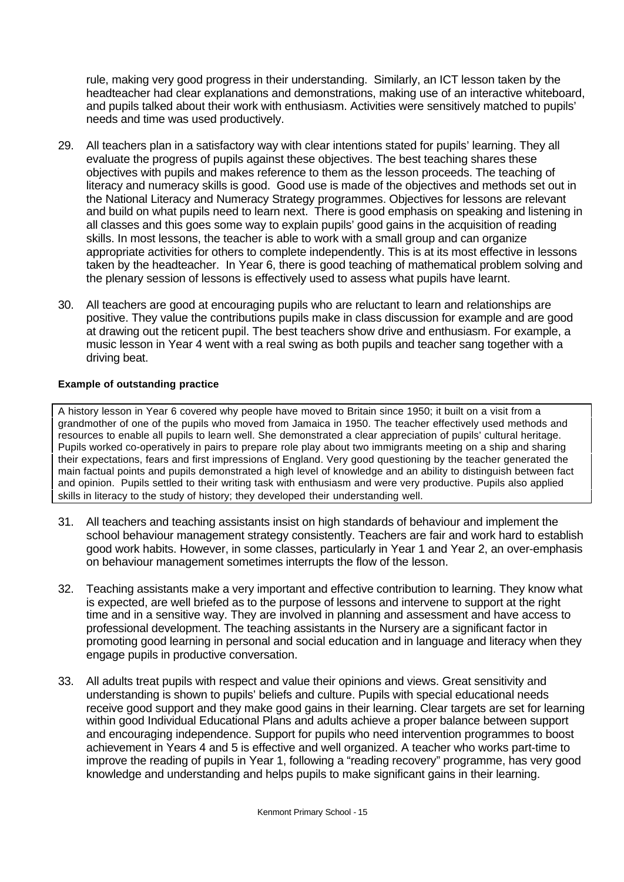rule, making very good progress in their understanding. Similarly, an ICT lesson taken by the headteacher had clear explanations and demonstrations, making use of an interactive whiteboard, and pupils talked about their work with enthusiasm. Activities were sensitively matched to pupils' needs and time was used productively.

29. All teachers plan in a satisfactory way with clear intentions stated for pupils' learning. They all evaluate the progress of pupils against these objectives. The best teaching shares these objectives with pupils and makes reference to them as the lesson proceeds. The teaching of literacy and numeracy skills is good. Good use is made of the objectives and methods set out in the National Literacy and Numeracy Strategy programmes. Objectives for lessons are relevant and build on what pupils need to learn next. There is good emphasis on speaking and listening in all classes and this goes some way to explain pupils' good gains in the acquisition of reading skills. In most lessons, the teacher is able to work with a small group and can organize appropriate activities for others to complete independently. This is at its most effective in lessons taken by the headteacher. In Year 6, there is good teaching of mathematical problem solving and the plenary session of lessons is effectively used to assess what pupils have learnt.

30. All teachers are good at encouraging pupils who are reluctant to learn and relationships are positive. They value the contributions pupils make in class discussion for example and are good at drawing out the reticent pupil. The best teachers show drive and enthusiasm. For example, a music lesson in Year 4 went with a real swing as both pupils and teacher sang together with a driving beat.

**Example of outstanding practice**

A history lesson in Year 6 covered why people have moved to Britain since 1950; it built on a visit from a grandmother of one of the pupils who moved from Jamaica in 1950. The teacher effectively used methods and resources to enable all pupils to learn well. She demonstrated a clear appreciation of pupils' cultural heritage. Pupils worked co-operatively in pairs to prepare role play about two immigrants meeting on a ship and sharing their expectations, fears and first impressions of England. Very good questioning by the teacher generated the main factual points and pupils demonstrated a high level of knowledge and an ability to distinguish between fact and opinion. Pupils settled to their writing task with enthusiasm and were very productive. Pupils also applied skills in literacy to the study of history; they developed their understanding well.

31. All teachers and teaching assistants insist on high standards of behaviour and implement the school behaviour management strategy consistently. Teachers are fair and work hard to establish good work habits. However, in some classes, particularly in Year 1 and Year 2, an over-emphasis on behaviour management sometimes interrupts the flow of the lesson.

32. Teaching assistants make a very important and effective contribution to learning. They know what is expected, are well briefed as to the purpose of lessons and intervene to support at the right time and in a sensitive way. They are involved in planning and assessment and have access to professional development. The teaching assistants in the Nursery are a significant factor in promoting good learning in personal and social education and in language and literacy when they engage pupils in productive conversation.

33. All adults treat pupils with respect and value their opinions and views. Great sensitivity and understanding is shown to pupils' beliefs and culture. Pupils with special educational needs receive good support and they make good gains in their learning. Clear targets are set for learning within good Individual Educational Plans and adults achieve a proper balance between support and encouraging independence. Support for pupils who need intervention programmes to boost achievement in Years 4 and 5 is effective and well organized. A teacher who works part-time to improve the reading of pupils in Year 1, following a "reading recovery" programme, has very good knowledge and understanding and helps pupils to make significant gains in their learning.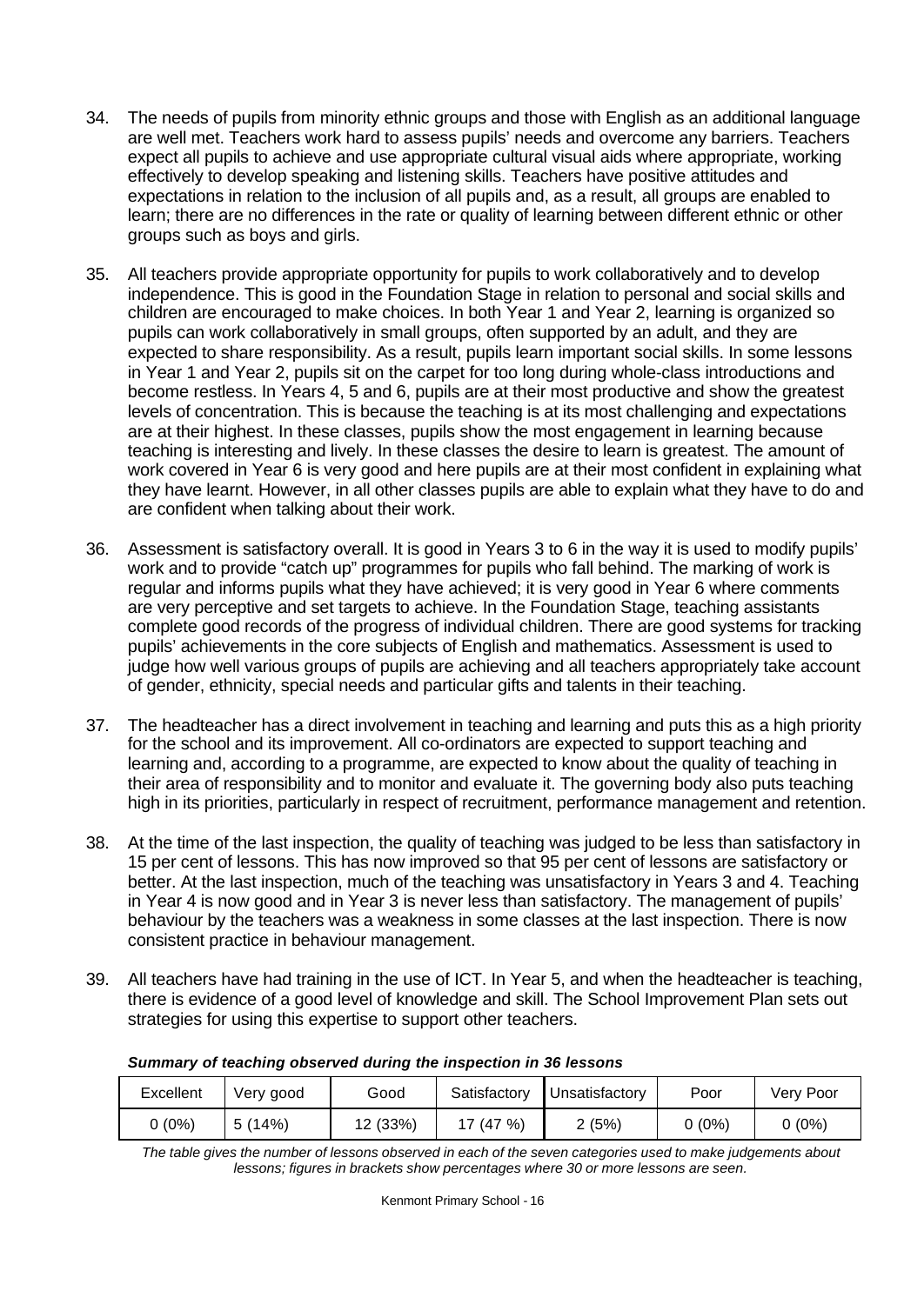34. The needs of pupils from minority ethnic groups and those with English as an additional language are well met. Teachers work hard to assess pupils' needs and overcome any barriers. Teachers expect all pupils to achieve and use appropriate cultural visual aids where appropriate, working effectively to develop speaking and listening skills. Teachers have positive attitudes and expectations in relation to the inclusion of all pupils and, as a result, all groups are enabled to learn; there are no differences in the rate or quality of learning between different ethnic or other groups such as boys and girls.

35. All teachers provide appropriate opportunity for pupils to work collaboratively and to develop independence. This is good in the Foundation Stage in relation to personal and social skills and children are encouraged to make choices. In both Year 1 and Year 2, learning is organized so pupils can work collaboratively in small groups, often supported by an adult, and they are expected to share responsibility. As a result, pupils learn important social skills. In some lessons in Year 1 and Year 2, pupils sit on the carpet for too long during whole-class introductions and become restless. In Years 4, 5 and 6, pupils are at their most productive and show the greatest levels of concentration. This is because the teaching is at its most challenging and expectations are at their highest. In these classes, pupils show the most engagement in learning because teaching is interesting and lively. In these classes the desire to learn is greatest. The amount of work covered in Year 6 is very good and here pupils are at their most confident in explaining what they have learnt. However, in all other classes pupils are able to explain what they have to do and are confident when talking about their work.

36. Assessment is satisfactory overall. It is good in Years 3 to 6 in the way it is used to modify pupils' work and to provide "catch up" programmes for pupils who fall behind. The marking of work is regular and informs pupils what they have achieved; it is very good in Year 6 where comments are very perceptive and set targets to achieve. In the Foundation Stage, teaching assistants complete good records of the progress of individual children. There are good systems for tracking pupils' achievements in the core subjects of English and mathematics. Assessment is used to judge how well various groups of pupils are achieving and all teachers appropriately take account of gender, ethnicity, special needs and particular gifts and talents in their teaching.

37. The headteacher has a direct involvement in teaching and learning and puts this as a high priority for the school and its improvement. All co-ordinators are expected to support teaching and learning and, according to a programme, are expected to know about the quality of teaching in their area of responsibility and to monitor and evaluate it. The governing body also puts teaching high in its priorities, particularly in respect of recruitment, performance management and retention.

38. At the time of the last inspection, the quality of teaching was judged to be less than satisfactory in 15 per cent of lessons. This has now improved so that 95 per cent of lessons are satisfactory or better. At the last inspection, much of the teaching was unsatisfactory in Years 3 and 4. Teaching in Year 4 is now good and in Year 3 is never less than satisfactory. The management of pupils' behaviour by the teachers was a weakness in some classes at the last inspection. There is now consistent practice in behaviour management.

39. All teachers have had training in the use of ICT. In Year 5, and when the headteacher is teaching, there is evidence of a good level of knowledge and skill. The School Improvement Plan sets out strategies for using this expertise to support other teachers.

***Summary of teaching observed during the inspection in 36 lessons***

| Excellent | Very good | Good | Satisfactory | Unsatisfactory | Poor | Very Poor |
|---|---|---|---|---|---|---|
| 0 (0%) | 5 (14%) | 12 (33%) | 17 (47 %) | 2 (5%) | 0 (0%) | 0 (0%) |

*The table gives the number of lessons observed in each of the seven categories used to make judgements about lessons; figures in brackets show percentages where 30 or more lessons are seen.*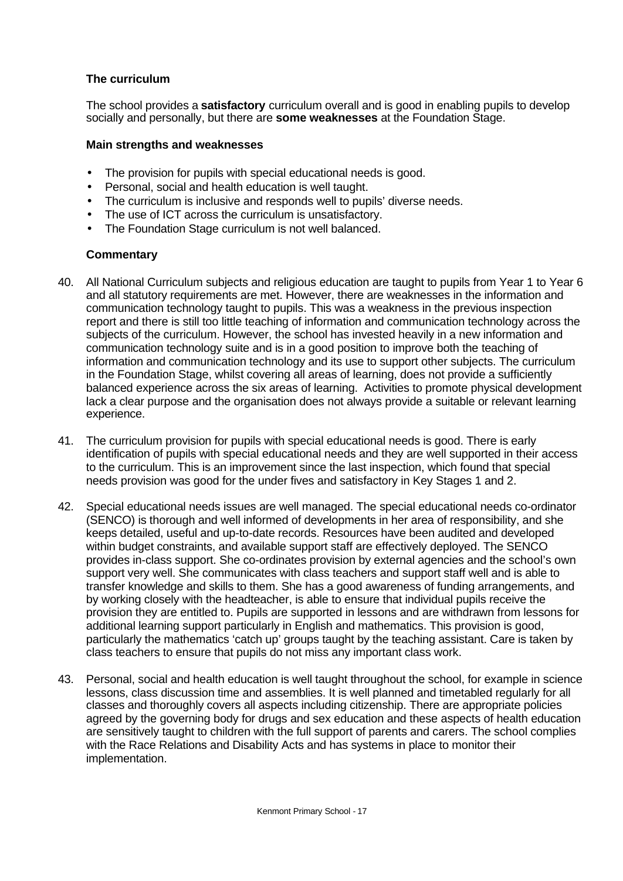### The curriculum

The school provides a **satisfactory** curriculum overall and is good in enabling pupils to develop socially and personally, but there are **some weaknesses** at the Foundation Stage.

#### Main strengths and weaknesses

- The provision for pupils with special educational needs is good.
- Personal, social and health education is well taught.
- The curriculum is inclusive and responds well to pupils' diverse needs.
- The use of ICT across the curriculum is unsatisfactory.
- The Foundation Stage curriculum is not well balanced.

#### Commentary

40. All National Curriculum subjects and religious education are taught to pupils from Year 1 to Year 6 and all statutory requirements are met. However, there are weaknesses in the information and communication technology taught to pupils. This was a weakness in the previous inspection report and there is still too little teaching of information and communication technology across the subjects of the curriculum. However, the school has invested heavily in a new information and communication technology suite and is in a good position to improve both the teaching of information and communication technology and its use to support other subjects. The curriculum in the Foundation Stage, whilst covering all areas of learning, does not provide a sufficiently balanced experience across the six areas of learning. Activities to promote physical development lack a clear purpose and the organisation does not always provide a suitable or relevant learning experience.

41. The curriculum provision for pupils with special educational needs is good. There is early identification of pupils with special educational needs and they are well supported in their access to the curriculum. This is an improvement since the last inspection, which found that special needs provision was good for the under fives and satisfactory in Key Stages 1 and 2.

42. Special educational needs issues are well managed. The special educational needs co-ordinator (SENCO) is thorough and well informed of developments in her area of responsibility, and she keeps detailed, useful and up-to-date records. Resources have been audited and developed within budget constraints, and available support staff are effectively deployed. The SENCO provides in-class support. She co-ordinates provision by external agencies and the school's own support very well. She communicates with class teachers and support staff well and is able to transfer knowledge and skills to them. She has a good awareness of funding arrangements, and by working closely with the headteacher, is able to ensure that individual pupils receive the provision they are entitled to. Pupils are supported in lessons and are withdrawn from lessons for additional learning support particularly in English and mathematics. This provision is good, particularly the mathematics 'catch up' groups taught by the teaching assistant. Care is taken by class teachers to ensure that pupils do not miss any important class work.

43. Personal, social and health education is well taught throughout the school, for example in science lessons, class discussion time and assemblies. It is well planned and timetabled regularly for all classes and thoroughly covers all aspects including citizenship. There are appropriate policies agreed by the governing body for drugs and sex education and these aspects of health education are sensitively taught to children with the full support of parents and carers. The school complies with the Race Relations and Disability Acts and has systems in place to monitor their implementation.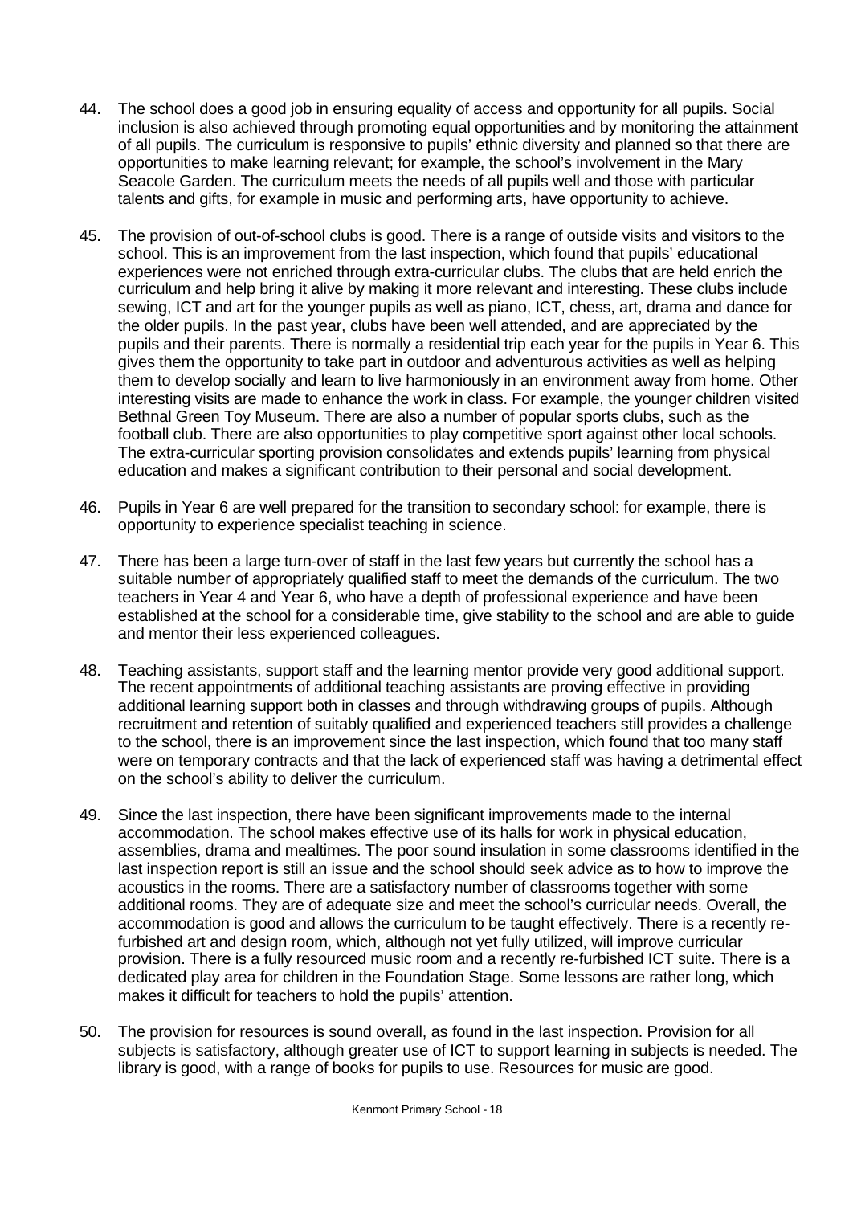44. The school does a good job in ensuring equality of access and opportunity for all pupils. Social inclusion is also achieved through promoting equal opportunities and by monitoring the attainment of all pupils. The curriculum is responsive to pupils' ethnic diversity and planned so that there are opportunities to make learning relevant; for example, the school's involvement in the Mary Seacole Garden. The curriculum meets the needs of all pupils well and those with particular talents and gifts, for example in music and performing arts, have opportunity to achieve.

45. The provision of out-of-school clubs is good. There is a range of outside visits and visitors to the school. This is an improvement from the last inspection, which found that pupils' educational experiences were not enriched through extra-curricular clubs. The clubs that are held enrich the curriculum and help bring it alive by making it more relevant and interesting. These clubs include sewing, ICT and art for the younger pupils as well as piano, ICT, chess, art, drama and dance for the older pupils. In the past year, clubs have been well attended, and are appreciated by the pupils and their parents. There is normally a residential trip each year for the pupils in Year 6. This gives them the opportunity to take part in outdoor and adventurous activities as well as helping them to develop socially and learn to live harmoniously in an environment away from home. Other interesting visits are made to enhance the work in class. For example, the younger children visited Bethnal Green Toy Museum. There are also a number of popular sports clubs, such as the football club. There are also opportunities to play competitive sport against other local schools. The extra-curricular sporting provision consolidates and extends pupils' learning from physical education and makes a significant contribution to their personal and social development.

46. Pupils in Year 6 are well prepared for the transition to secondary school: for example, there is opportunity to experience specialist teaching in science.

47. There has been a large turn-over of staff in the last few years but currently the school has a suitable number of appropriately qualified staff to meet the demands of the curriculum. The two teachers in Year 4 and Year 6, who have a depth of professional experience and have been established at the school for a considerable time, give stability to the school and are able to guide and mentor their less experienced colleagues.

48. Teaching assistants, support staff and the learning mentor provide very good additional support. The recent appointments of additional teaching assistants are proving effective in providing additional learning support both in classes and through withdrawing groups of pupils. Although recruitment and retention of suitably qualified and experienced teachers still provides a challenge to the school, there is an improvement since the last inspection, which found that too many staff were on temporary contracts and that the lack of experienced staff was having a detrimental effect on the school's ability to deliver the curriculum.

49. Since the last inspection, there have been significant improvements made to the internal accommodation. The school makes effective use of its halls for work in physical education, assemblies, drama and mealtimes. The poor sound insulation in some classrooms identified in the last inspection report is still an issue and the school should seek advice as to how to improve the acoustics in the rooms. There are a satisfactory number of classrooms together with some additional rooms. They are of adequate size and meet the school's curricular needs. Overall, the accommodation is good and allows the curriculum to be taught effectively. There is a recently re-furbished art and design room, which, although not yet fully utilized, will improve curricular provision. There is a fully resourced music room and a recently re-furbished ICT suite. There is a dedicated play area for children in the Foundation Stage. Some lessons are rather long, which makes it difficult for teachers to hold the pupils' attention.

50. The provision for resources is sound overall, as found in the last inspection. Provision for all subjects is satisfactory, although greater use of ICT to support learning in subjects is needed. The library is good, with a range of books for pupils to use. Resources for music are good.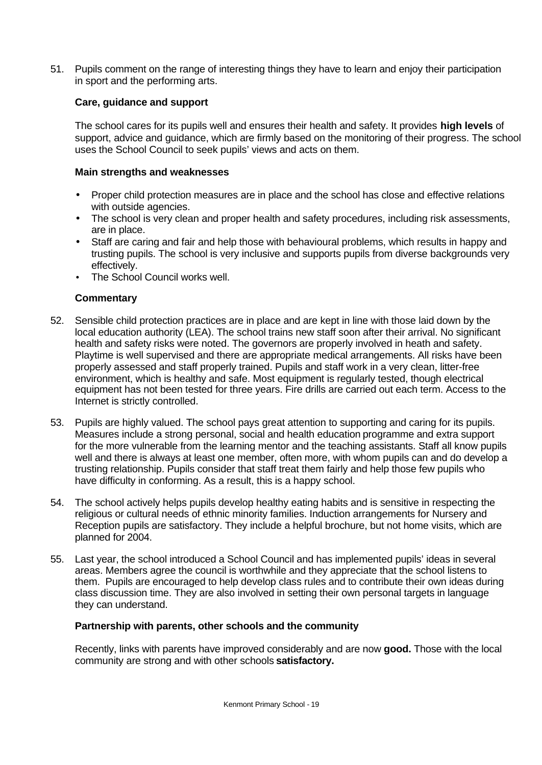51. Pupils comment on the range of interesting things they have to learn and enjoy their participation in sport and the performing arts.

### Care, guidance and support

The school cares for its pupils well and ensures their health and safety. It provides **high levels** of support, advice and guidance, which are firmly based on the monitoring of their progress. The school uses the School Council to seek pupils' views and acts on them.

#### Main strengths and weaknesses

- Proper child protection measures are in place and the school has close and effective relations with outside agencies.
- The school is very clean and proper health and safety procedures, including risk assessments, are in place.
- Staff are caring and fair and help those with behavioural problems, which results in happy and trusting pupils. The school is very inclusive and supports pupils from diverse backgrounds very effectively.
- The School Council works well.

#### Commentary

52. Sensible child protection practices are in place and are kept in line with those laid down by the local education authority (LEA). The school trains new staff soon after their arrival. No significant health and safety risks were noted. The governors are properly involved in heath and safety. Playtime is well supervised and there are appropriate medical arrangements. All risks have been properly assessed and staff properly trained. Pupils and staff work in a very clean, litter-free environment, which is healthy and safe. Most equipment is regularly tested, though electrical equipment has not been tested for three years. Fire drills are carried out each term. Access to the Internet is strictly controlled.

53. Pupils are highly valued. The school pays great attention to supporting and caring for its pupils. Measures include a strong personal, social and health education programme and extra support for the more vulnerable from the learning mentor and the teaching assistants. Staff all know pupils well and there is always at least one member, often more, with whom pupils can and do develop a trusting relationship. Pupils consider that staff treat them fairly and help those few pupils who have difficulty in conforming. As a result, this is a happy school.

54. The school actively helps pupils develop healthy eating habits and is sensitive in respecting the religious or cultural needs of ethnic minority families. Induction arrangements for Nursery and Reception pupils are satisfactory. They include a helpful brochure, but not home visits, which are planned for 2004.

55. Last year, the school introduced a School Council and has implemented pupils' ideas in several areas. Members agree the council is worthwhile and they appreciate that the school listens to them. Pupils are encouraged to help develop class rules and to contribute their own ideas during class discussion time. They are also involved in setting their own personal targets in language they can understand.

### Partnership with parents, other schools and the community

Recently, links with parents have improved considerably and are now **good.** Those with the local community are strong and with other schools **satisfactory.**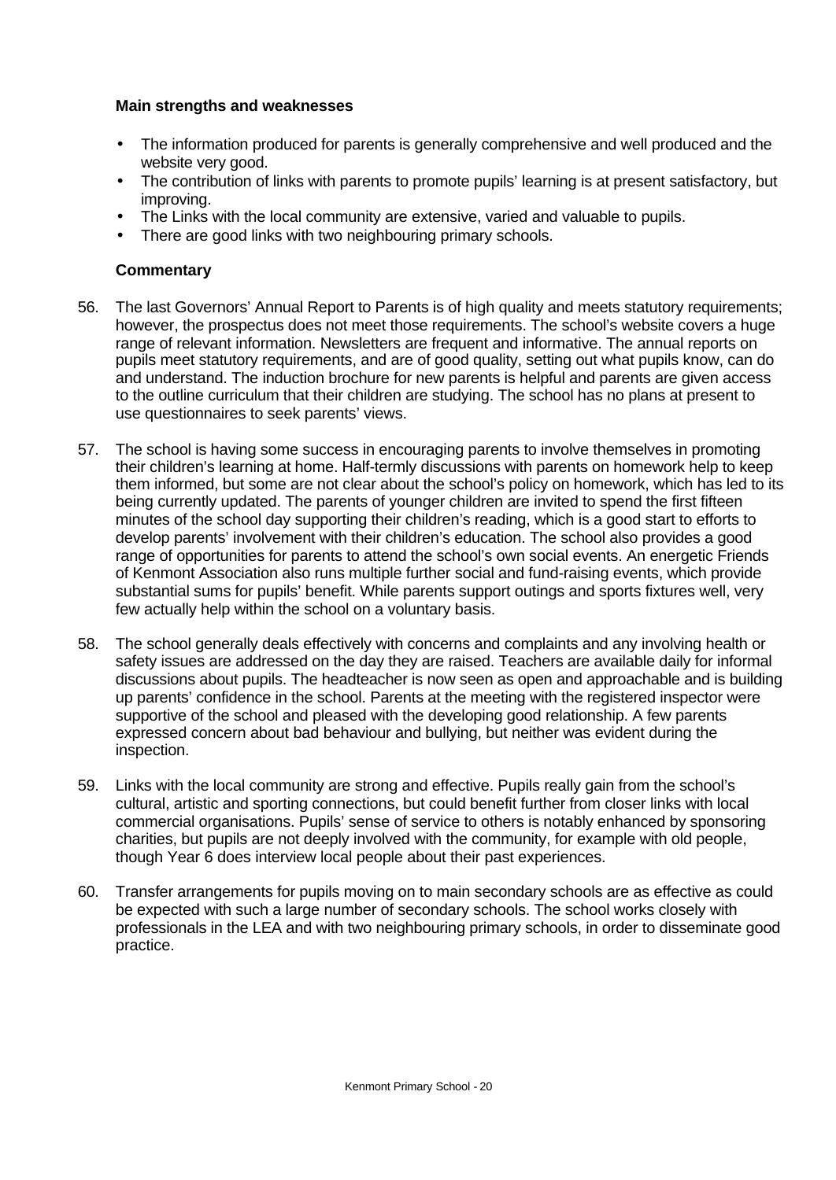### Main strengths and weaknesses

- The information produced for parents is generally comprehensive and well produced and the website very good.
- The contribution of links with parents to promote pupils' learning is at present satisfactory, but improving.
- The Links with the local community are extensive, varied and valuable to pupils.
- There are good links with two neighbouring primary schools.

### Commentary

56. The last Governors' Annual Report to Parents is of high quality and meets statutory requirements; however, the prospectus does not meet those requirements. The school's website covers a huge range of relevant information. Newsletters are frequent and informative. The annual reports on pupils meet statutory requirements, and are of good quality, setting out what pupils know, can do and understand. The induction brochure for new parents is helpful and parents are given access to the outline curriculum that their children are studying. The school has no plans at present to use questionnaires to seek parents' views.

57. The school is having some success in encouraging parents to involve themselves in promoting their children's learning at home. Half-termly discussions with parents on homework help to keep them informed, but some are not clear about the school's policy on homework, which has led to its being currently updated. The parents of younger children are invited to spend the first fifteen minutes of the school day supporting their children's reading, which is a good start to efforts to develop parents' involvement with their children's education. The school also provides a good range of opportunities for parents to attend the school's own social events. An energetic Friends of Kenmont Association also runs multiple further social and fund-raising events, which provide substantial sums for pupils' benefit. While parents support outings and sports fixtures well, very few actually help within the school on a voluntary basis.

58. The school generally deals effectively with concerns and complaints and any involving health or safety issues are addressed on the day they are raised. Teachers are available daily for informal discussions about pupils. The headteacher is now seen as open and approachable and is building up parents' confidence in the school. Parents at the meeting with the registered inspector were supportive of the school and pleased with the developing good relationship. A few parents expressed concern about bad behaviour and bullying, but neither was evident during the inspection.

59. Links with the local community are strong and effective. Pupils really gain from the school's cultural, artistic and sporting connections, but could benefit further from closer links with local commercial organisations. Pupils' sense of service to others is notably enhanced by sponsoring charities, but pupils are not deeply involved with the community, for example with old people, though Year 6 does interview local people about their past experiences.

60. Transfer arrangements for pupils moving on to main secondary schools are as effective as could be expected with such a large number of secondary schools. The school works closely with professionals in the LEA and with two neighbouring primary schools, in order to disseminate good practice.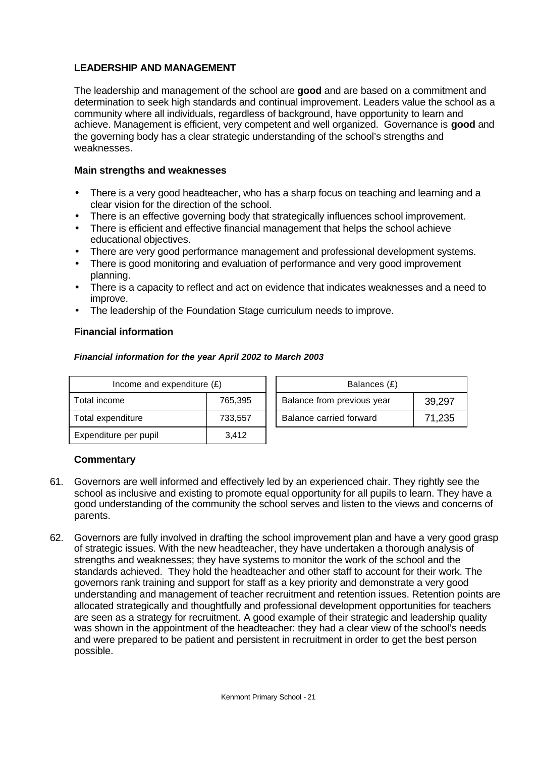## LEADERSHIP AND MANAGEMENT

The leadership and management of the school are **good** and are based on a commitment and determination to seek high standards and continual improvement. Leaders value the school as a community where all individuals, regardless of background, have opportunity to learn and achieve. Management is efficient, very competent and well organized. Governance is **good** and the governing body has a clear strategic understanding of the school's strengths and weaknesses.

### Main strengths and weaknesses

- There is a very good headteacher, who has a sharp focus on teaching and learning and a clear vision for the direction of the school.
- There is an effective governing body that strategically influences school improvement.
- There is efficient and effective financial management that helps the school achieve educational objectives.
- There are very good performance management and professional development systems.
- There is good monitoring and evaluation of performance and very good improvement planning.
- There is a capacity to reflect and act on evidence that indicates weaknesses and a need to improve.
- The leadership of the Foundation Stage curriculum needs to improve.

### Financial information

***Financial information for the year April 2002 to March 2003***

| Income and expenditure (£) | |
|---|---|
| Total income | 765,395 |
| Total expenditure | 733,557 |
| Expenditure per pupil | 3,412 |

| Balances (£) | |
|---|---|
| Balance from previous year | 39,297 |
| Balance carried forward | 71,235 |

### Commentary

61. Governors are well informed and effectively led by an experienced chair. They rightly see the school as inclusive and existing to promote equal opportunity for all pupils to learn. They have a good understanding of the community the school serves and listen to the views and concerns of parents.

62. Governors are fully involved in drafting the school improvement plan and have a very good grasp of strategic issues. With the new headteacher, they have undertaken a thorough analysis of strengths and weaknesses; they have systems to monitor the work of the school and the standards achieved. They hold the headteacher and other staff to account for their work. The governors rank training and support for staff as a key priority and demonstrate a very good understanding and management of teacher recruitment and retention issues. Retention points are allocated strategically and thoughtfully and professional development opportunities for teachers are seen as a strategy for recruitment. A good example of their strategic and leadership quality was shown in the appointment of the headteacher: they had a clear view of the school's needs and were prepared to be patient and persistent in recruitment in order to get the best person possible.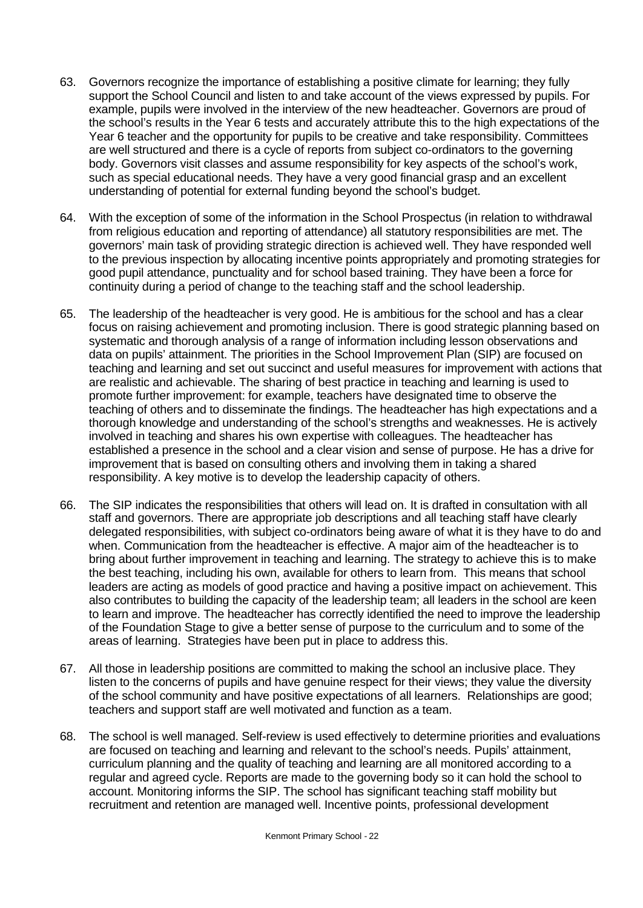63. Governors recognize the importance of establishing a positive climate for learning; they fully support the School Council and listen to and take account of the views expressed by pupils. For example, pupils were involved in the interview of the new headteacher. Governors are proud of the school's results in the Year 6 tests and accurately attribute this to the high expectations of the Year 6 teacher and the opportunity for pupils to be creative and take responsibility. Committees are well structured and there is a cycle of reports from subject co-ordinators to the governing body. Governors visit classes and assume responsibility for key aspects of the school's work, such as special educational needs. They have a very good financial grasp and an excellent understanding of potential for external funding beyond the school's budget.

64. With the exception of some of the information in the School Prospectus (in relation to withdrawal from religious education and reporting of attendance) all statutory responsibilities are met. The governors' main task of providing strategic direction is achieved well. They have responded well to the previous inspection by allocating incentive points appropriately and promoting strategies for good pupil attendance, punctuality and for school based training. They have been a force for continuity during a period of change to the teaching staff and the school leadership.

65. The leadership of the headteacher is very good. He is ambitious for the school and has a clear focus on raising achievement and promoting inclusion. There is good strategic planning based on systematic and thorough analysis of a range of information including lesson observations and data on pupils' attainment. The priorities in the School Improvement Plan (SIP) are focused on teaching and learning and set out succinct and useful measures for improvement with actions that are realistic and achievable. The sharing of best practice in teaching and learning is used to promote further improvement: for example, teachers have designated time to observe the teaching of others and to disseminate the findings. The headteacher has high expectations and a thorough knowledge and understanding of the school's strengths and weaknesses. He is actively involved in teaching and shares his own expertise with colleagues. The headteacher has established a presence in the school and a clear vision and sense of purpose. He has a drive for improvement that is based on consulting others and involving them in taking a shared responsibility. A key motive is to develop the leadership capacity of others.

66. The SIP indicates the responsibilities that others will lead on. It is drafted in consultation with all staff and governors. There are appropriate job descriptions and all teaching staff have clearly delegated responsibilities, with subject co-ordinators being aware of what it is they have to do and when. Communication from the headteacher is effective. A major aim of the headteacher is to bring about further improvement in teaching and learning. The strategy to achieve this is to make the best teaching, including his own, available for others to learn from. This means that school leaders are acting as models of good practice and having a positive impact on achievement. This also contributes to building the capacity of the leadership team; all leaders in the school are keen to learn and improve. The headteacher has correctly identified the need to improve the leadership of the Foundation Stage to give a better sense of purpose to the curriculum and to some of the areas of learning. Strategies have been put in place to address this.

67. All those in leadership positions are committed to making the school an inclusive place. They listen to the concerns of pupils and have genuine respect for their views; they value the diversity of the school community and have positive expectations of all learners. Relationships are good; teachers and support staff are well motivated and function as a team.

68. The school is well managed. Self-review is used effectively to determine priorities and evaluations are focused on teaching and learning and relevant to the school's needs. Pupils' attainment, curriculum planning and the quality of teaching and learning are all monitored according to a regular and agreed cycle. Reports are made to the governing body so it can hold the school to account. Monitoring informs the SIP. The school has significant teaching staff mobility but recruitment and retention are managed well. Incentive points, professional development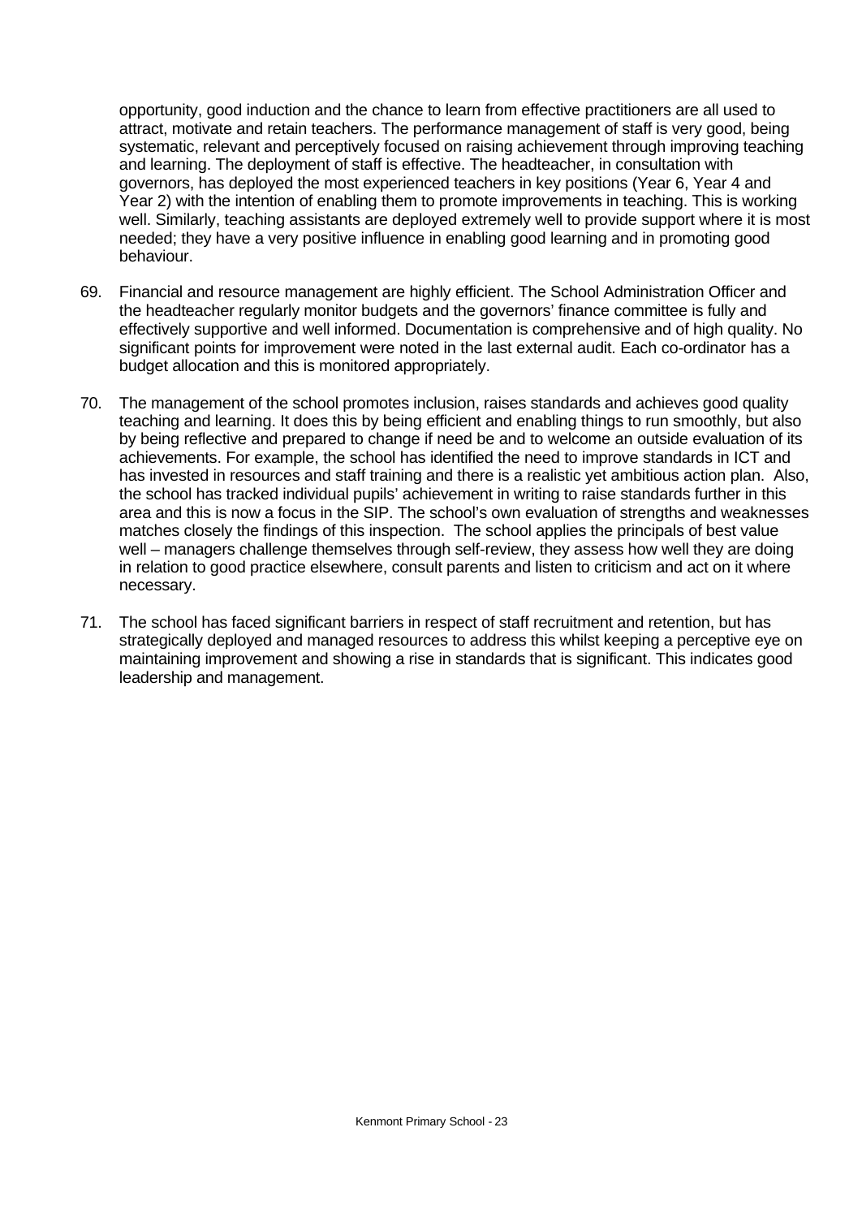opportunity, good induction and the chance to learn from effective practitioners are all used to attract, motivate and retain teachers. The performance management of staff is very good, being systematic, relevant and perceptively focused on raising achievement through improving teaching and learning. The deployment of staff is effective. The headteacher, in consultation with governors, has deployed the most experienced teachers in key positions (Year 6, Year 4 and Year 2) with the intention of enabling them to promote improvements in teaching. This is working well. Similarly, teaching assistants are deployed extremely well to provide support where it is most needed; they have a very positive influence in enabling good learning and in promoting good behaviour.

69. Financial and resource management are highly efficient. The School Administration Officer and the headteacher regularly monitor budgets and the governors' finance committee is fully and effectively supportive and well informed. Documentation is comprehensive and of high quality. No significant points for improvement were noted in the last external audit. Each co-ordinator has a budget allocation and this is monitored appropriately.

70. The management of the school promotes inclusion, raises standards and achieves good quality teaching and learning. It does this by being efficient and enabling things to run smoothly, but also by being reflective and prepared to change if need be and to welcome an outside evaluation of its achievements. For example, the school has identified the need to improve standards in ICT and has invested in resources and staff training and there is a realistic yet ambitious action plan. Also, the school has tracked individual pupils' achievement in writing to raise standards further in this area and this is now a focus in the SIP. The school's own evaluation of strengths and weaknesses matches closely the findings of this inspection. The school applies the principals of best value well – managers challenge themselves through self-review, they assess how well they are doing in relation to good practice elsewhere, consult parents and listen to criticism and act on it where necessary.

71. The school has faced significant barriers in respect of staff recruitment and retention, but has strategically deployed and managed resources to address this whilst keeping a perceptive eye on maintaining improvement and showing a rise in standards that is significant. This indicates good leadership and management.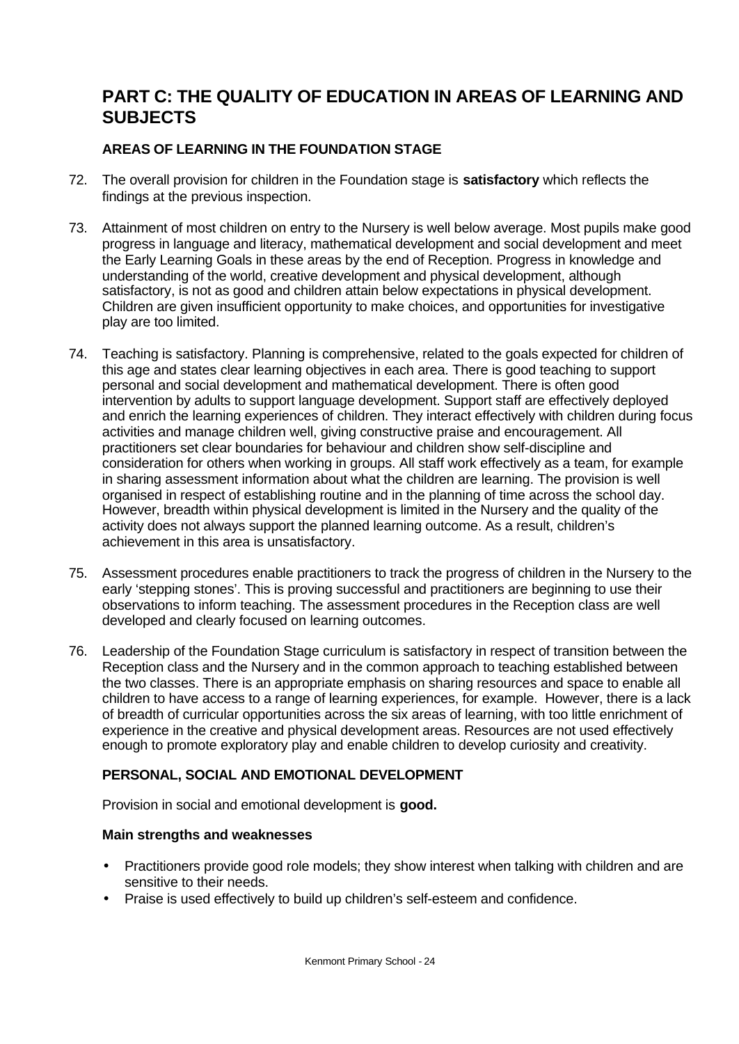# PART C: THE QUALITY OF EDUCATION IN AREAS OF LEARNING AND SUBJECTS

## AREAS OF LEARNING IN THE FOUNDATION STAGE

72. The overall provision for children in the Foundation stage is **satisfactory** which reflects the findings at the previous inspection.

73. Attainment of most children on entry to the Nursery is well below average. Most pupils make good progress in language and literacy, mathematical development and social development and meet the Early Learning Goals in these areas by the end of Reception. Progress in knowledge and understanding of the world, creative development and physical development, although satisfactory, is not as good and children attain below expectations in physical development. Children are given insufficient opportunity to make choices, and opportunities for investigative play are too limited.

74. Teaching is satisfactory. Planning is comprehensive, related to the goals expected for children of this age and states clear learning objectives in each area. There is good teaching to support personal and social development and mathematical development. There is often good intervention by adults to support language development. Support staff are effectively deployed and enrich the learning experiences of children. They interact effectively with children during focus activities and manage children well, giving constructive praise and encouragement. All practitioners set clear boundaries for behaviour and children show self-discipline and consideration for others when working in groups. All staff work effectively as a team, for example in sharing assessment information about what the children are learning. The provision is well organised in respect of establishing routine and in the planning of time across the school day. However, breadth within physical development is limited in the Nursery and the quality of the activity does not always support the planned learning outcome. As a result, children's achievement in this area is unsatisfactory.

75. Assessment procedures enable practitioners to track the progress of children in the Nursery to the early 'stepping stones'. This is proving successful and practitioners are beginning to use their observations to inform teaching. The assessment procedures in the Reception class are well developed and clearly focused on learning outcomes.

76. Leadership of the Foundation Stage curriculum is satisfactory in respect of transition between the Reception class and the Nursery and in the common approach to teaching established between the two classes. There is an appropriate emphasis on sharing resources and space to enable all children to have access to a range of learning experiences, for example. However, there is a lack of breadth of curricular opportunities across the six areas of learning, with too little enrichment of experience in the creative and physical development areas. Resources are not used effectively enough to promote exploratory play and enable children to develop curiosity and creativity.

## PERSONAL, SOCIAL AND EMOTIONAL DEVELOPMENT

Provision in social and emotional development is **good.**

### Main strengths and weaknesses

- Practitioners provide good role models; they show interest when talking with children and are sensitive to their needs.
- Praise is used effectively to build up children's self-esteem and confidence.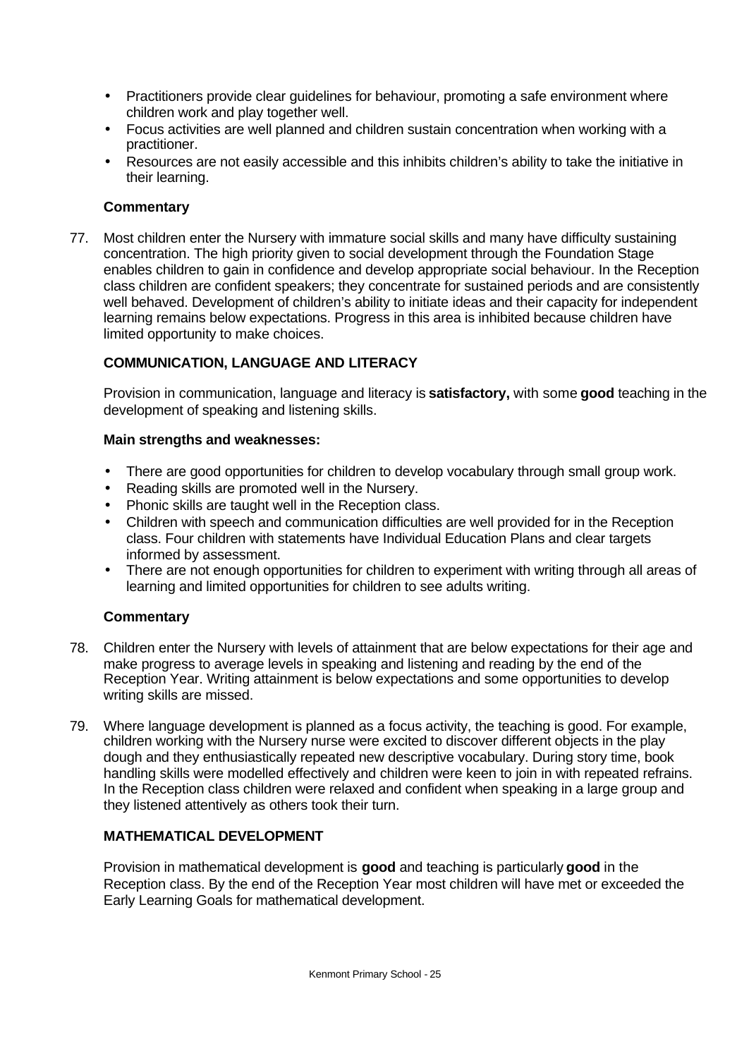- Practitioners provide clear guidelines for behaviour, promoting a safe environment where children work and play together well.
- Focus activities are well planned and children sustain concentration when working with a practitioner.
- Resources are not easily accessible and this inhibits children's ability to take the initiative in their learning.

**Commentary**

77. Most children enter the Nursery with immature social skills and many have difficulty sustaining concentration. The high priority given to social development through the Foundation Stage enables children to gain in confidence and develop appropriate social behaviour. In the Reception class children are confident speakers; they concentrate for sustained periods and are consistently well behaved. Development of children's ability to initiate ideas and their capacity for independent learning remains below expectations. Progress in this area is inhibited because children have limited opportunity to make choices.

**COMMUNICATION, LANGUAGE AND LITERACY**

Provision in communication, language and literacy is **satisfactory,** with some **good** teaching in the development of speaking and listening skills.

**Main strengths and weaknesses:**

- There are good opportunities for children to develop vocabulary through small group work.
- Reading skills are promoted well in the Nursery.
- Phonic skills are taught well in the Reception class.
- Children with speech and communication difficulties are well provided for in the Reception class. Four children with statements have Individual Education Plans and clear targets informed by assessment.
- There are not enough opportunities for children to experiment with writing through all areas of learning and limited opportunities for children to see adults writing.

**Commentary**

78. Children enter the Nursery with levels of attainment that are below expectations for their age and make progress to average levels in speaking and listening and reading by the end of the Reception Year. Writing attainment is below expectations and some opportunities to develop writing skills are missed.

79. Where language development is planned as a focus activity, the teaching is good. For example, children working with the Nursery nurse were excited to discover different objects in the play dough and they enthusiastically repeated new descriptive vocabulary. During story time, book handling skills were modelled effectively and children were keen to join in with repeated refrains. In the Reception class children were relaxed and confident when speaking in a large group and they listened attentively as others took their turn.

**MATHEMATICAL DEVELOPMENT**

Provision in mathematical development is **good** and teaching is particularly **good** in the Reception class. By the end of the Reception Year most children will have met or exceeded the Early Learning Goals for mathematical development.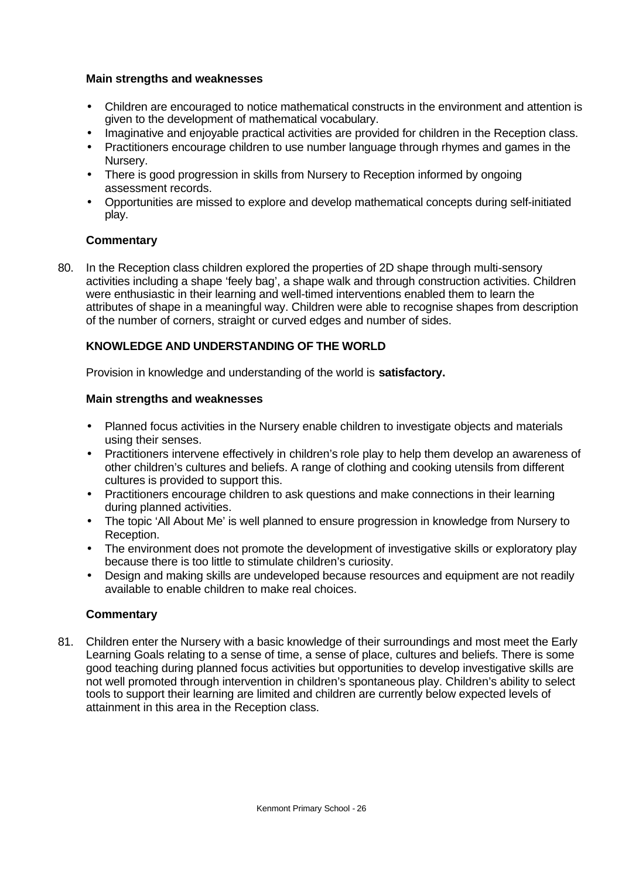**Main strengths and weaknesses**

- Children are encouraged to notice mathematical constructs in the environment and attention is given to the development of mathematical vocabulary.
- Imaginative and enjoyable practical activities are provided for children in the Reception class.
- Practitioners encourage children to use number language through rhymes and games in the Nursery.
- There is good progression in skills from Nursery to Reception informed by ongoing assessment records.
- Opportunities are missed to explore and develop mathematical concepts during self-initiated play.

**Commentary**

80. In the Reception class children explored the properties of 2D shape through multi-sensory activities including a shape 'feely bag', a shape walk and through construction activities. Children were enthusiastic in their learning and well-timed interventions enabled them to learn the attributes of shape in a meaningful way. Children were able to recognise shapes from description of the number of corners, straight or curved edges and number of sides.

## KNOWLEDGE AND UNDERSTANDING OF THE WORLD

Provision in knowledge and understanding of the world is **satisfactory.**

**Main strengths and weaknesses**

- Planned focus activities in the Nursery enable children to investigate objects and materials using their senses.
- Practitioners intervene effectively in children's role play to help them develop an awareness of other children's cultures and beliefs. A range of clothing and cooking utensils from different cultures is provided to support this.
- Practitioners encourage children to ask questions and make connections in their learning during planned activities.
- The topic 'All About Me' is well planned to ensure progression in knowledge from Nursery to Reception.
- The environment does not promote the development of investigative skills or exploratory play because there is too little to stimulate children's curiosity.
- Design and making skills are undeveloped because resources and equipment are not readily available to enable children to make real choices.

**Commentary**

81. Children enter the Nursery with a basic knowledge of their surroundings and most meet the Early Learning Goals relating to a sense of time, a sense of place, cultures and beliefs. There is some good teaching during planned focus activities but opportunities to develop investigative skills are not well promoted through intervention in children's spontaneous play. Children's ability to select tools to support their learning are limited and children are currently below expected levels of attainment in this area in the Reception class.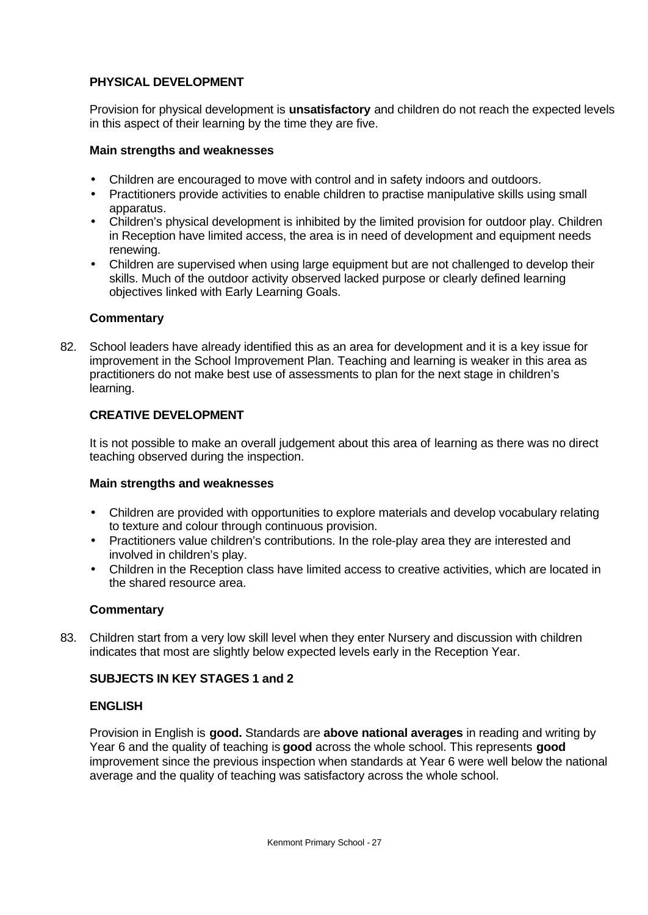### PHYSICAL DEVELOPMENT

Provision for physical development is **unsatisfactory** and children do not reach the expected levels in this aspect of their learning by the time they are five.

#### Main strengths and weaknesses

- Children are encouraged to move with control and in safety indoors and outdoors.
- Practitioners provide activities to enable children to practise manipulative skills using small apparatus.
- Children's physical development is inhibited by the limited provision for outdoor play. Children in Reception have limited access, the area is in need of development and equipment needs renewing.
- Children are supervised when using large equipment but are not challenged to develop their skills. Much of the outdoor activity observed lacked purpose or clearly defined learning objectives linked with Early Learning Goals.

#### Commentary

82. School leaders have already identified this as an area for development and it is a key issue for improvement in the School Improvement Plan. Teaching and learning is weaker in this area as practitioners do not make best use of assessments to plan for the next stage in children's learning.

### CREATIVE DEVELOPMENT

It is not possible to make an overall judgement about this area of learning as there was no direct teaching observed during the inspection.

#### Main strengths and weaknesses

- Children are provided with opportunities to explore materials and develop vocabulary relating to texture and colour through continuous provision.
- Practitioners value children's contributions. In the role-play area they are interested and involved in children's play.
- Children in the Reception class have limited access to creative activities, which are located in the shared resource area.

#### Commentary

83. Children start from a very low skill level when they enter Nursery and discussion with children indicates that most are slightly below expected levels early in the Reception Year.

## SUBJECTS IN KEY STAGES 1 and 2

### ENGLISH

Provision in English is **good.** Standards are **above national averages** in reading and writing by Year 6 and the quality of teaching is **good** across the whole school. This represents **good** improvement since the previous inspection when standards at Year 6 were well below the national average and the quality of teaching was satisfactory across the whole school.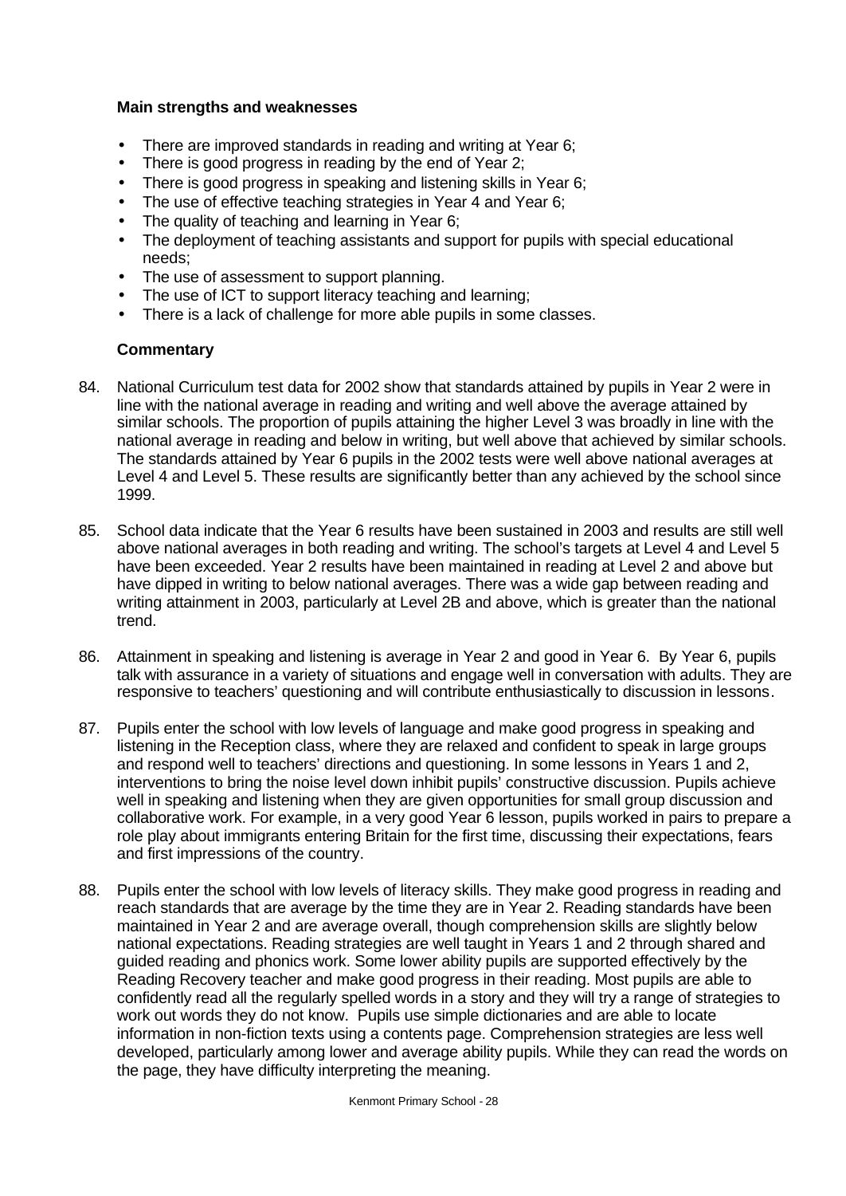**Main strengths and weaknesses**

- There are improved standards in reading and writing at Year 6;
- There is good progress in reading by the end of Year 2;
- There is good progress in speaking and listening skills in Year 6;
- The use of effective teaching strategies in Year 4 and Year 6;
- The quality of teaching and learning in Year 6;
- The deployment of teaching assistants and support for pupils with special educational needs;
- The use of assessment to support planning.
- The use of ICT to support literacy teaching and learning;
- There is a lack of challenge for more able pupils in some classes.

**Commentary**

84. National Curriculum test data for 2002 show that standards attained by pupils in Year 2 were in line with the national average in reading and writing and well above the average attained by similar schools. The proportion of pupils attaining the higher Level 3 was broadly in line with the national average in reading and below in writing, but well above that achieved by similar schools. The standards attained by Year 6 pupils in the 2002 tests were well above national averages at Level 4 and Level 5. These results are significantly better than any achieved by the school since 1999.

85. School data indicate that the Year 6 results have been sustained in 2003 and results are still well above national averages in both reading and writing. The school's targets at Level 4 and Level 5 have been exceeded. Year 2 results have been maintained in reading at Level 2 and above but have dipped in writing to below national averages. There was a wide gap between reading and writing attainment in 2003, particularly at Level 2B and above, which is greater than the national trend.

86. Attainment in speaking and listening is average in Year 2 and good in Year 6. By Year 6, pupils talk with assurance in a variety of situations and engage well in conversation with adults. They are responsive to teachers' questioning and will contribute enthusiastically to discussion in lessons.

87. Pupils enter the school with low levels of language and make good progress in speaking and listening in the Reception class, where they are relaxed and confident to speak in large groups and respond well to teachers' directions and questioning. In some lessons in Years 1 and 2, interventions to bring the noise level down inhibit pupils' constructive discussion. Pupils achieve well in speaking and listening when they are given opportunities for small group discussion and collaborative work. For example, in a very good Year 6 lesson, pupils worked in pairs to prepare a role play about immigrants entering Britain for the first time, discussing their expectations, fears and first impressions of the country.

88. Pupils enter the school with low levels of literacy skills. They make good progress in reading and reach standards that are average by the time they are in Year 2. Reading standards have been maintained in Year 2 and are average overall, though comprehension skills are slightly below national expectations. Reading strategies are well taught in Years 1 and 2 through shared and guided reading and phonics work. Some lower ability pupils are supported effectively by the Reading Recovery teacher and make good progress in their reading. Most pupils are able to confidently read all the regularly spelled words in a story and they will try a range of strategies to work out words they do not know. Pupils use simple dictionaries and are able to locate information in non-fiction texts using a contents page. Comprehension strategies are less well developed, particularly among lower and average ability pupils. While they can read the words on the page, they have difficulty interpreting the meaning.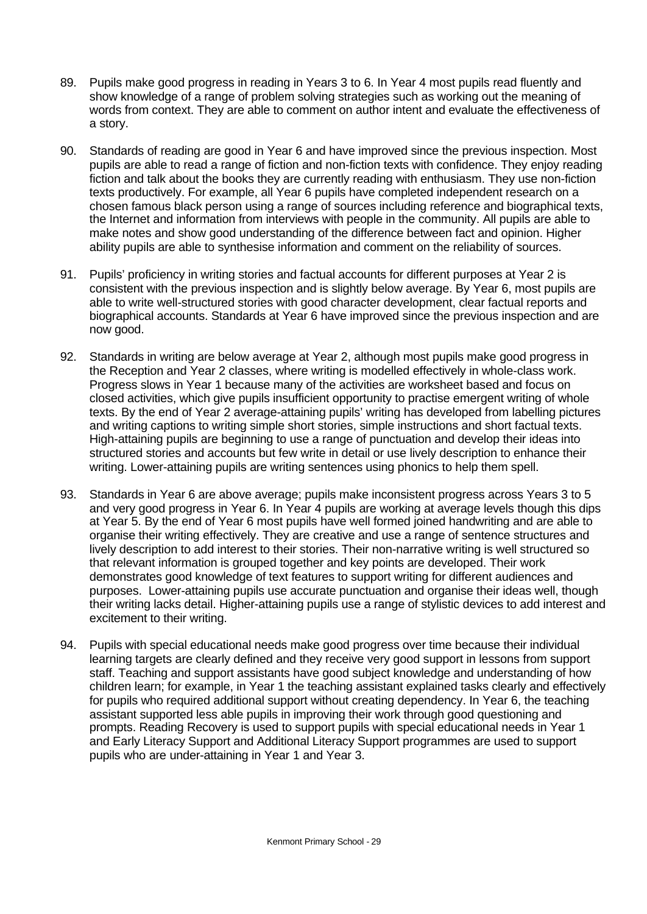89. Pupils make good progress in reading in Years 3 to 6. In Year 4 most pupils read fluently and show knowledge of a range of problem solving strategies such as working out the meaning of words from context. They are able to comment on author intent and evaluate the effectiveness of a story.

90. Standards of reading are good in Year 6 and have improved since the previous inspection. Most pupils are able to read a range of fiction and non-fiction texts with confidence. They enjoy reading fiction and talk about the books they are currently reading with enthusiasm. They use non-fiction texts productively. For example, all Year 6 pupils have completed independent research on a chosen famous black person using a range of sources including reference and biographical texts, the Internet and information from interviews with people in the community. All pupils are able to make notes and show good understanding of the difference between fact and opinion. Higher ability pupils are able to synthesise information and comment on the reliability of sources.

91. Pupils' proficiency in writing stories and factual accounts for different purposes at Year 2 is consistent with the previous inspection and is slightly below average. By Year 6, most pupils are able to write well-structured stories with good character development, clear factual reports and biographical accounts. Standards at Year 6 have improved since the previous inspection and are now good.

92. Standards in writing are below average at Year 2, although most pupils make good progress in the Reception and Year 2 classes, where writing is modelled effectively in whole-class work. Progress slows in Year 1 because many of the activities are worksheet based and focus on closed activities, which give pupils insufficient opportunity to practise emergent writing of whole texts. By the end of Year 2 average-attaining pupils' writing has developed from labelling pictures and writing captions to writing simple short stories, simple instructions and short factual texts. High-attaining pupils are beginning to use a range of punctuation and develop their ideas into structured stories and accounts but few write in detail or use lively description to enhance their writing. Lower-attaining pupils are writing sentences using phonics to help them spell.

93. Standards in Year 6 are above average; pupils make inconsistent progress across Years 3 to 5 and very good progress in Year 6. In Year 4 pupils are working at average levels though this dips at Year 5. By the end of Year 6 most pupils have well formed joined handwriting and are able to organise their writing effectively. They are creative and use a range of sentence structures and lively description to add interest to their stories. Their non-narrative writing is well structured so that relevant information is grouped together and key points are developed. Their work demonstrates good knowledge of text features to support writing for different audiences and purposes. Lower-attaining pupils use accurate punctuation and organise their ideas well, though their writing lacks detail. Higher-attaining pupils use a range of stylistic devices to add interest and excitement to their writing.

94. Pupils with special educational needs make good progress over time because their individual learning targets are clearly defined and they receive very good support in lessons from support staff. Teaching and support assistants have good subject knowledge and understanding of how children learn; for example, in Year 1 the teaching assistant explained tasks clearly and effectively for pupils who required additional support without creating dependency. In Year 6, the teaching assistant supported less able pupils in improving their work through good questioning and prompts. Reading Recovery is used to support pupils with special educational needs in Year 1 and Early Literacy Support and Additional Literacy Support programmes are used to support pupils who are under-attaining in Year 1 and Year 3.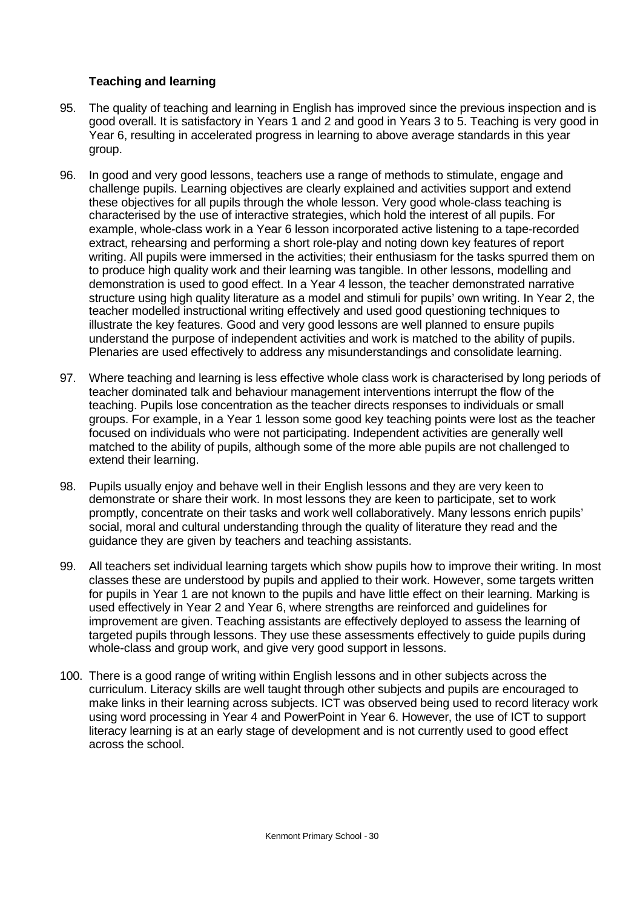### Teaching and learning

95. The quality of teaching and learning in English has improved since the previous inspection and is good overall. It is satisfactory in Years 1 and 2 and good in Years 3 to 5. Teaching is very good in Year 6, resulting in accelerated progress in learning to above average standards in this year group.

96. In good and very good lessons, teachers use a range of methods to stimulate, engage and challenge pupils. Learning objectives are clearly explained and activities support and extend these objectives for all pupils through the whole lesson. Very good whole-class teaching is characterised by the use of interactive strategies, which hold the interest of all pupils. For example, whole-class work in a Year 6 lesson incorporated active listening to a tape-recorded extract, rehearsing and performing a short role-play and noting down key features of report writing. All pupils were immersed in the activities; their enthusiasm for the tasks spurred them on to produce high quality work and their learning was tangible. In other lessons, modelling and demonstration is used to good effect. In a Year 4 lesson, the teacher demonstrated narrative structure using high quality literature as a model and stimuli for pupils' own writing. In Year 2, the teacher modelled instructional writing effectively and used good questioning techniques to illustrate the key features. Good and very good lessons are well planned to ensure pupils understand the purpose of independent activities and work is matched to the ability of pupils. Plenaries are used effectively to address any misunderstandings and consolidate learning.

97. Where teaching and learning is less effective whole class work is characterised by long periods of teacher dominated talk and behaviour management interventions interrupt the flow of the teaching. Pupils lose concentration as the teacher directs responses to individuals or small groups. For example, in a Year 1 lesson some good key teaching points were lost as the teacher focused on individuals who were not participating. Independent activities are generally well matched to the ability of pupils, although some of the more able pupils are not challenged to extend their learning.

98. Pupils usually enjoy and behave well in their English lessons and they are very keen to demonstrate or share their work. In most lessons they are keen to participate, set to work promptly, concentrate on their tasks and work well collaboratively. Many lessons enrich pupils' social, moral and cultural understanding through the quality of literature they read and the guidance they are given by teachers and teaching assistants.

99. All teachers set individual learning targets which show pupils how to improve their writing. In most classes these are understood by pupils and applied to their work. However, some targets written for pupils in Year 1 are not known to the pupils and have little effect on their learning. Marking is used effectively in Year 2 and Year 6, where strengths are reinforced and guidelines for improvement are given. Teaching assistants are effectively deployed to assess the learning of targeted pupils through lessons. They use these assessments effectively to guide pupils during whole-class and group work, and give very good support in lessons.

100. There is a good range of writing within English lessons and in other subjects across the curriculum. Literacy skills are well taught through other subjects and pupils are encouraged to make links in their learning across subjects. ICT was observed being used to record literacy work using word processing in Year 4 and PowerPoint in Year 6. However, the use of ICT to support literacy learning is at an early stage of development and is not currently used to good effect across the school.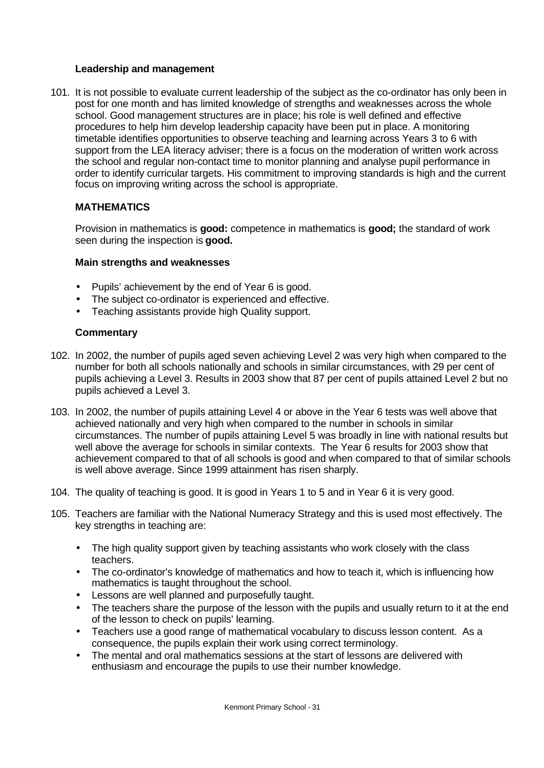### Leadership and management

101. It is not possible to evaluate current leadership of the subject as the co-ordinator has only been in post for one month and has limited knowledge of strengths and weaknesses across the whole school. Good management structures are in place; his role is well defined and effective procedures to help him develop leadership capacity have been put in place. A monitoring timetable identifies opportunities to observe teaching and learning across Years 3 to 6 with support from the LEA literacy adviser; there is a focus on the moderation of written work across the school and regular non-contact time to monitor planning and analyse pupil performance in order to identify curricular targets. His commitment to improving standards is high and the current focus on improving writing across the school is appropriate.

## MATHEMATICS

Provision in mathematics is **good:** competence in mathematics is **good;** the standard of work seen during the inspection is **good.**

### Main strengths and weaknesses

- Pupils' achievement by the end of Year 6 is good.
- The subject co-ordinator is experienced and effective.
- Teaching assistants provide high Quality support.

### Commentary

102. In 2002, the number of pupils aged seven achieving Level 2 was very high when compared to the number for both all schools nationally and schools in similar circumstances, with 29 per cent of pupils achieving a Level 3. Results in 2003 show that 87 per cent of pupils attained Level 2 but no pupils achieved a Level 3.

103. In 2002, the number of pupils attaining Level 4 or above in the Year 6 tests was well above that achieved nationally and very high when compared to the number in schools in similar circumstances. The number of pupils attaining Level 5 was broadly in line with national results but well above the average for schools in similar contexts. The Year 6 results for 2003 show that achievement compared to that of all schools is good and when compared to that of similar schools is well above average. Since 1999 attainment has risen sharply.

104. The quality of teaching is good. It is good in Years 1 to 5 and in Year 6 it is very good.

105. Teachers are familiar with the National Numeracy Strategy and this is used most effectively. The key strengths in teaching are:

    - The high quality support given by teaching assistants who work closely with the class teachers.
    - The co-ordinator's knowledge of mathematics and how to teach it, which is influencing how mathematics is taught throughout the school.
    - Lessons are well planned and purposefully taught.
    - The teachers share the purpose of the lesson with the pupils and usually return to it at the end of the lesson to check on pupils' learning.
    - Teachers use a good range of mathematical vocabulary to discuss lesson content. As a consequence, the pupils explain their work using correct terminology.
    - The mental and oral mathematics sessions at the start of lessons are delivered with enthusiasm and encourage the pupils to use their number knowledge.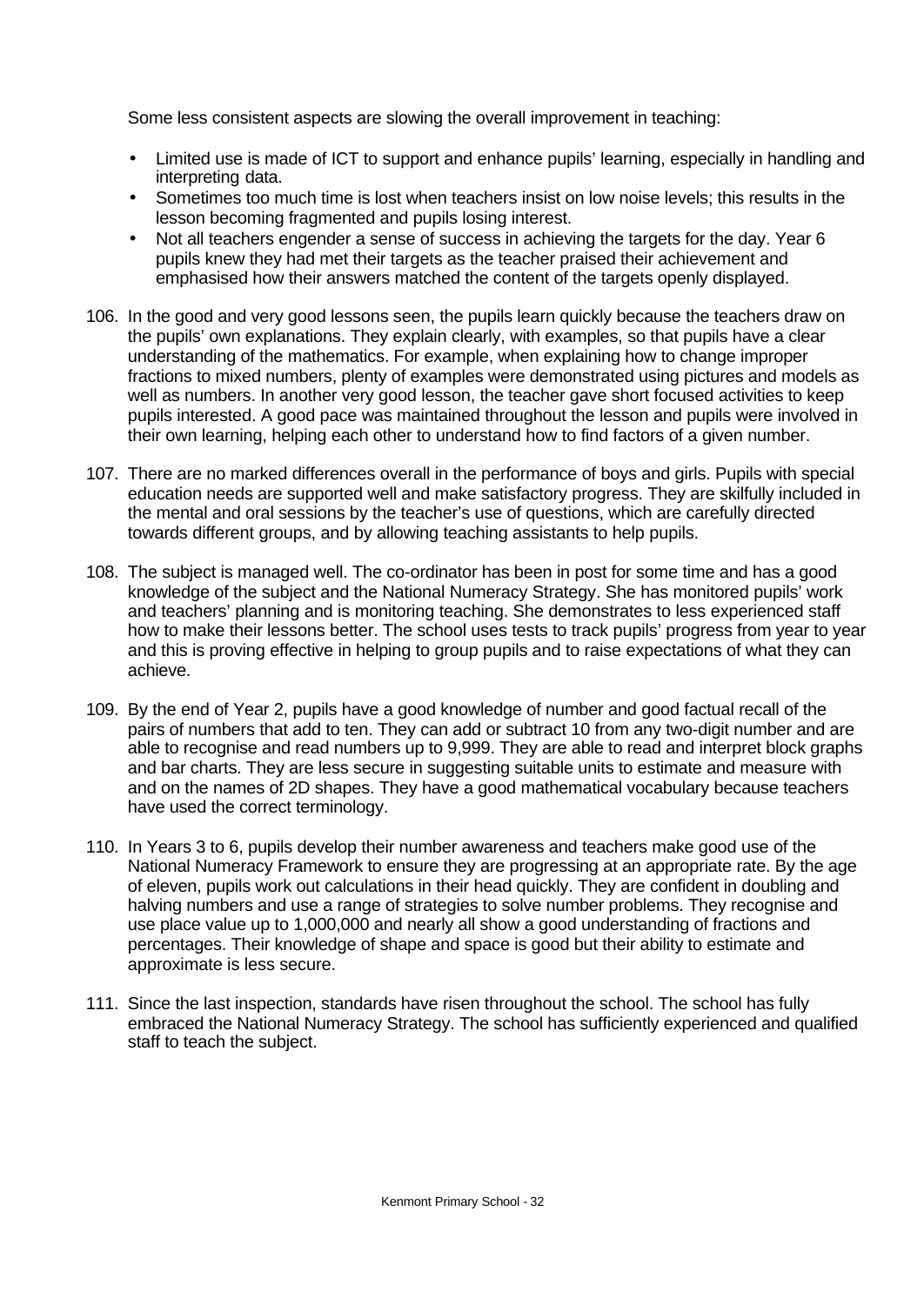Some less consistent aspects are slowing the overall improvement in teaching:

- Limited use is made of ICT to support and enhance pupils' learning, especially in handling and interpreting data.
- Sometimes too much time is lost when teachers insist on low noise levels; this results in the lesson becoming fragmented and pupils losing interest.
- Not all teachers engender a sense of success in achieving the targets for the day. Year 6 pupils knew they had met their targets as the teacher praised their achievement and emphasised how their answers matched the content of the targets openly displayed.

106. In the good and very good lessons seen, the pupils learn quickly because the teachers draw on the pupils' own explanations. They explain clearly, with examples, so that pupils have a clear understanding of the mathematics. For example, when explaining how to change improper fractions to mixed numbers, plenty of examples were demonstrated using pictures and models as well as numbers. In another very good lesson, the teacher gave short focused activities to keep pupils interested. A good pace was maintained throughout the lesson and pupils were involved in their own learning, helping each other to understand how to find factors of a given number.

107. There are no marked differences overall in the performance of boys and girls. Pupils with special education needs are supported well and make satisfactory progress. They are skilfully included in the mental and oral sessions by the teacher's use of questions, which are carefully directed towards different groups, and by allowing teaching assistants to help pupils.

108. The subject is managed well. The co-ordinator has been in post for some time and has a good knowledge of the subject and the National Numeracy Strategy. She has monitored pupils' work and teachers' planning and is monitoring teaching. She demonstrates to less experienced staff how to make their lessons better. The school uses tests to track pupils' progress from year to year and this is proving effective in helping to group pupils and to raise expectations of what they can achieve.

109. By the end of Year 2, pupils have a good knowledge of number and good factual recall of the pairs of numbers that add to ten. They can add or subtract 10 from any two-digit number and are able to recognise and read numbers up to 9,999. They are able to read and interpret block graphs and bar charts. They are less secure in suggesting suitable units to estimate and measure with and on the names of 2D shapes. They have a good mathematical vocabulary because teachers have used the correct terminology.

110. In Years 3 to 6, pupils develop their number awareness and teachers make good use of the National Numeracy Framework to ensure they are progressing at an appropriate rate. By the age of eleven, pupils work out calculations in their head quickly. They are confident in doubling and halving numbers and use a range of strategies to solve number problems. They recognise and use place value up to 1,000,000 and nearly all show a good understanding of fractions and percentages. Their knowledge of shape and space is good but their ability to estimate and approximate is less secure.

111. Since the last inspection, standards have risen throughout the school. The school has fully embraced the National Numeracy Strategy. The school has sufficiently experienced and qualified staff to teach the subject.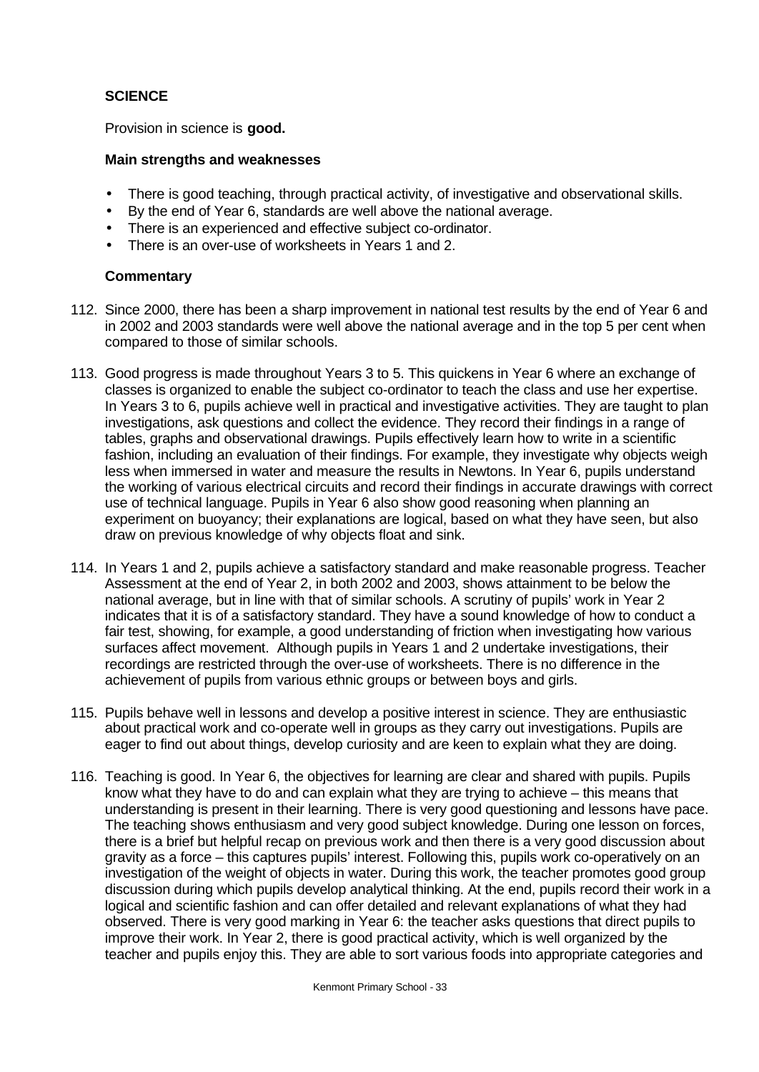### SCIENCE

Provision in science is **good.**

#### Main strengths and weaknesses

- There is good teaching, through practical activity, of investigative and observational skills.
- By the end of Year 6, standards are well above the national average.
- There is an experienced and effective subject co-ordinator.
- There is an over-use of worksheets in Years 1 and 2.

#### Commentary

112. Since 2000, there has been a sharp improvement in national test results by the end of Year 6 and in 2002 and 2003 standards were well above the national average and in the top 5 per cent when compared to those of similar schools.

113. Good progress is made throughout Years 3 to 5. This quickens in Year 6 where an exchange of classes is organized to enable the subject co-ordinator to teach the class and use her expertise. In Years 3 to 6, pupils achieve well in practical and investigative activities. They are taught to plan investigations, ask questions and collect the evidence. They record their findings in a range of tables, graphs and observational drawings. Pupils effectively learn how to write in a scientific fashion, including an evaluation of their findings. For example, they investigate why objects weigh less when immersed in water and measure the results in Newtons. In Year 6, pupils understand the working of various electrical circuits and record their findings in accurate drawings with correct use of technical language. Pupils in Year 6 also show good reasoning when planning an experiment on buoyancy; their explanations are logical, based on what they have seen, but also draw on previous knowledge of why objects float and sink.

114. In Years 1 and 2, pupils achieve a satisfactory standard and make reasonable progress. Teacher Assessment at the end of Year 2, in both 2002 and 2003, shows attainment to be below the national average, but in line with that of similar schools. A scrutiny of pupils' work in Year 2 indicates that it is of a satisfactory standard. They have a sound knowledge of how to conduct a fair test, showing, for example, a good understanding of friction when investigating how various surfaces affect movement. Although pupils in Years 1 and 2 undertake investigations, their recordings are restricted through the over-use of worksheets. There is no difference in the achievement of pupils from various ethnic groups or between boys and girls.

115. Pupils behave well in lessons and develop a positive interest in science. They are enthusiastic about practical work and co-operate well in groups as they carry out investigations. Pupils are eager to find out about things, develop curiosity and are keen to explain what they are doing.

116. Teaching is good. In Year 6, the objectives for learning are clear and shared with pupils. Pupils know what they have to do and can explain what they are trying to achieve – this means that understanding is present in their learning. There is very good questioning and lessons have pace. The teaching shows enthusiasm and very good subject knowledge. During one lesson on forces, there is a brief but helpful recap on previous work and then there is a very good discussion about gravity as a force – this captures pupils' interest. Following this, pupils work co-operatively on an investigation of the weight of objects in water. During this work, the teacher promotes good group discussion during which pupils develop analytical thinking. At the end, pupils record their work in a logical and scientific fashion and can offer detailed and relevant explanations of what they had observed. There is very good marking in Year 6: the teacher asks questions that direct pupils to improve their work. In Year 2, there is good practical activity, which is well organized by the teacher and pupils enjoy this. They are able to sort various foods into appropriate categories and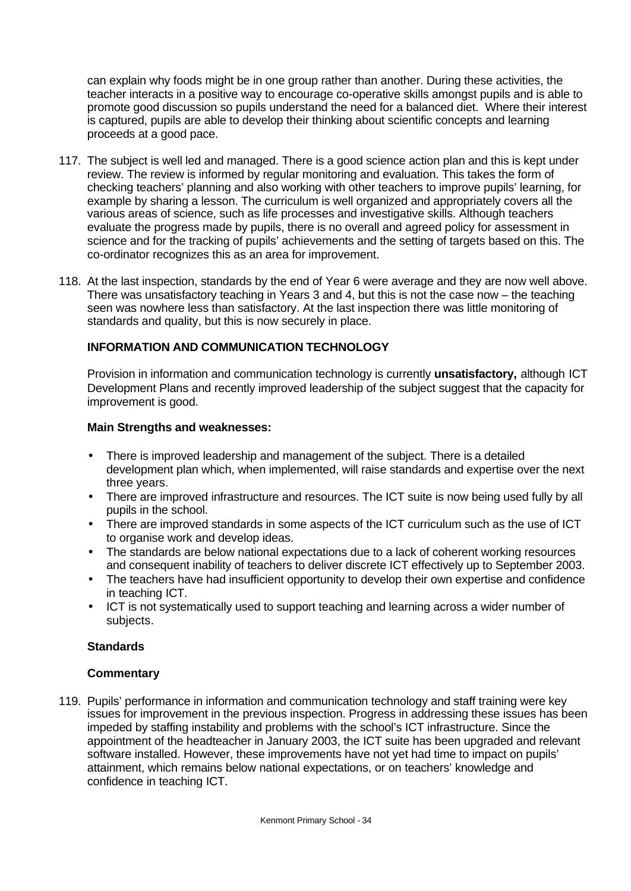can explain why foods might be in one group rather than another. During these activities, the teacher interacts in a positive way to encourage co-operative skills amongst pupils and is able to promote good discussion so pupils understand the need for a balanced diet. Where their interest is captured, pupils are able to develop their thinking about scientific concepts and learning proceeds at a good pace.

117. The subject is well led and managed. There is a good science action plan and this is kept under review. The review is informed by regular monitoring and evaluation. This takes the form of checking teachers' planning and also working with other teachers to improve pupils' learning, for example by sharing a lesson. The curriculum is well organized and appropriately covers all the various areas of science, such as life processes and investigative skills. Although teachers evaluate the progress made by pupils, there is no overall and agreed policy for assessment in science and for the tracking of pupils' achievements and the setting of targets based on this. The co-ordinator recognizes this as an area for improvement.

118. At the last inspection, standards by the end of Year 6 were average and they are now well above. There was unsatisfactory teaching in Years 3 and 4, but this is not the case now – the teaching seen was nowhere less than satisfactory. At the last inspection there was little monitoring of standards and quality, but this is now securely in place.

## INFORMATION AND COMMUNICATION TECHNOLOGY

Provision in information and communication technology is currently **unsatisfactory,** although ICT Development Plans and recently improved leadership of the subject suggest that the capacity for improvement is good.

### Main Strengths and weaknesses:

- There is improved leadership and management of the subject. There is a detailed development plan which, when implemented, will raise standards and expertise over the next three years.
- There are improved infrastructure and resources. The ICT suite is now being used fully by all pupils in the school.
- There are improved standards in some aspects of the ICT curriculum such as the use of ICT to organise work and develop ideas.
- The standards are below national expectations due to a lack of coherent working resources and consequent inability of teachers to deliver discrete ICT effectively up to September 2003.
- The teachers have had insufficient opportunity to develop their own expertise and confidence in teaching ICT.
- ICT is not systematically used to support teaching and learning across a wider number of subjects.

### Standards

### Commentary

119. Pupils' performance in information and communication technology and staff training were key issues for improvement in the previous inspection. Progress in addressing these issues has been impeded by staffing instability and problems with the school's ICT infrastructure. Since the appointment of the headteacher in January 2003, the ICT suite has been upgraded and relevant software installed. However, these improvements have not yet had time to impact on pupils' attainment, which remains below national expectations, or on teachers' knowledge and confidence in teaching ICT.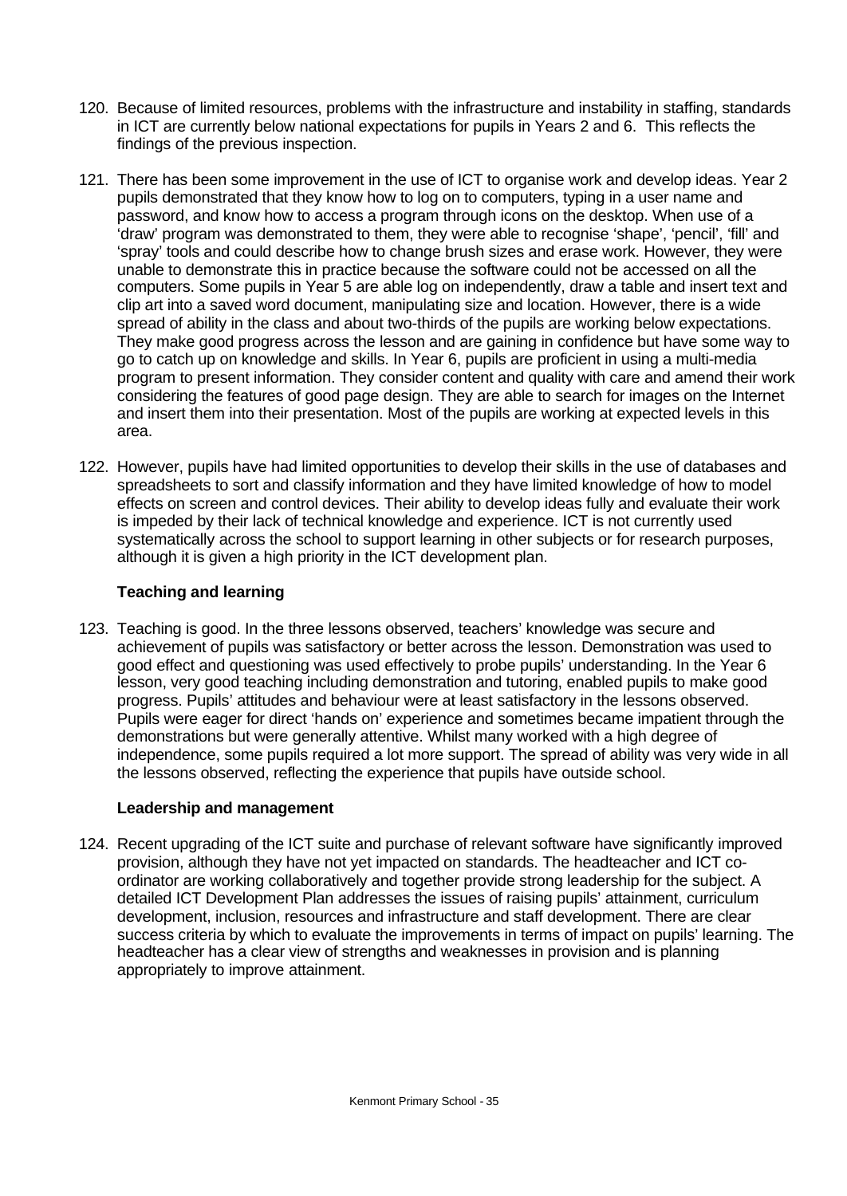120. Because of limited resources, problems with the infrastructure and instability in staffing, standards in ICT are currently below national expectations for pupils in Years 2 and 6. This reflects the findings of the previous inspection.

121. There has been some improvement in the use of ICT to organise work and develop ideas. Year 2 pupils demonstrated that they know how to log on to computers, typing in a user name and password, and know how to access a program through icons on the desktop. When use of a 'draw' program was demonstrated to them, they were able to recognise 'shape', 'pencil', 'fill' and 'spray' tools and could describe how to change brush sizes and erase work. However, they were unable to demonstrate this in practice because the software could not be accessed on all the computers. Some pupils in Year 5 are able log on independently, draw a table and insert text and clip art into a saved word document, manipulating size and location. However, there is a wide spread of ability in the class and about two-thirds of the pupils are working below expectations. They make good progress across the lesson and are gaining in confidence but have some way to go to catch up on knowledge and skills. In Year 6, pupils are proficient in using a multi-media program to present information. They consider content and quality with care and amend their work considering the features of good page design. They are able to search for images on the Internet and insert them into their presentation. Most of the pupils are working at expected levels in this area.

122. However, pupils have had limited opportunities to develop their skills in the use of databases and spreadsheets to sort and classify information and they have limited knowledge of how to model effects on screen and control devices. Their ability to develop ideas fully and evaluate their work is impeded by their lack of technical knowledge and experience. ICT is not currently used systematically across the school to support learning in other subjects or for research purposes, although it is given a high priority in the ICT development plan.

**Teaching and learning**

123. Teaching is good. In the three lessons observed, teachers' knowledge was secure and achievement of pupils was satisfactory or better across the lesson. Demonstration was used to good effect and questioning was used effectively to probe pupils' understanding. In the Year 6 lesson, very good teaching including demonstration and tutoring, enabled pupils to make good progress. Pupils' attitudes and behaviour were at least satisfactory in the lessons observed. Pupils were eager for direct 'hands on' experience and sometimes became impatient through the demonstrations but were generally attentive. Whilst many worked with a high degree of independence, some pupils required a lot more support. The spread of ability was very wide in all the lessons observed, reflecting the experience that pupils have outside school.

**Leadership and management**

124. Recent upgrading of the ICT suite and purchase of relevant software have significantly improved provision, although they have not yet impacted on standards. The headteacher and ICT co-ordinator are working collaboratively and together provide strong leadership for the subject. A detailed ICT Development Plan addresses the issues of raising pupils' attainment, curriculum development, inclusion, resources and infrastructure and staff development. There are clear success criteria by which to evaluate the improvements in terms of impact on pupils' learning. The headteacher has a clear view of strengths and weaknesses in provision and is planning appropriately to improve attainment.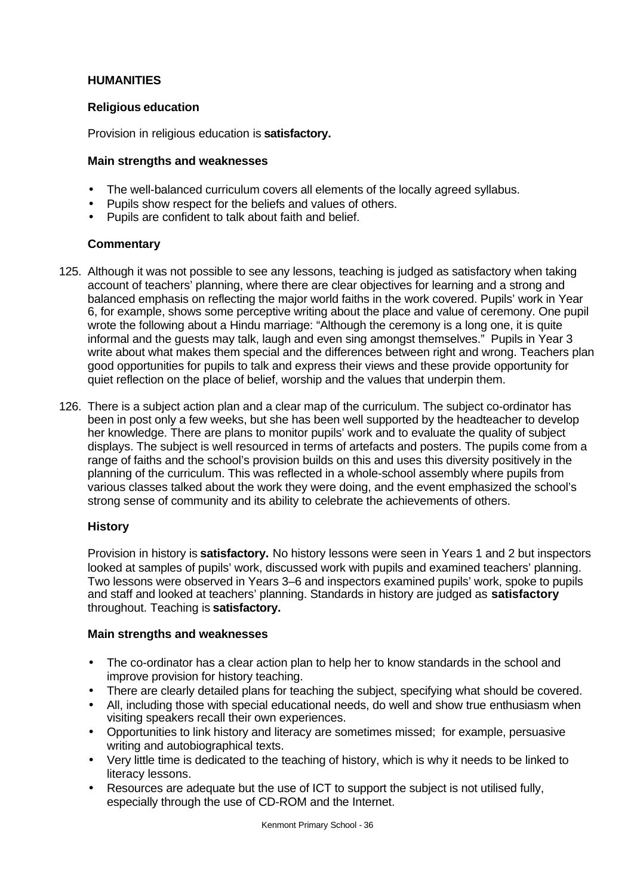## HUMANITIES

### Religious education

Provision in religious education is **satisfactory.**

#### Main strengths and weaknesses

- The well-balanced curriculum covers all elements of the locally agreed syllabus.
- Pupils show respect for the beliefs and values of others.
- Pupils are confident to talk about faith and belief.

#### Commentary

125. Although it was not possible to see any lessons, teaching is judged as satisfactory when taking account of teachers' planning, where there are clear objectives for learning and a strong and balanced emphasis on reflecting the major world faiths in the work covered. Pupils' work in Year 6, for example, shows some perceptive writing about the place and value of ceremony. One pupil wrote the following about a Hindu marriage: "Although the ceremony is a long one, it is quite informal and the guests may talk, laugh and even sing amongst themselves." Pupils in Year 3 write about what makes them special and the differences between right and wrong. Teachers plan good opportunities for pupils to talk and express their views and these provide opportunity for quiet reflection on the place of belief, worship and the values that underpin them.

126. There is a subject action plan and a clear map of the curriculum. The subject co-ordinator has been in post only a few weeks, but she has been well supported by the headteacher to develop her knowledge. There are plans to monitor pupils' work and to evaluate the quality of subject displays. The subject is well resourced in terms of artefacts and posters. The pupils come from a range of faiths and the school's provision builds on this and uses this diversity positively in the planning of the curriculum. This was reflected in a whole-school assembly where pupils from various classes talked about the work they were doing, and the event emphasized the school's strong sense of community and its ability to celebrate the achievements of others.

### History

Provision in history is **satisfactory.** No history lessons were seen in Years 1 and 2 but inspectors looked at samples of pupils' work, discussed work with pupils and examined teachers' planning. Two lessons were observed in Years 3–6 and inspectors examined pupils' work, spoke to pupils and staff and looked at teachers' planning. Standards in history are judged as **satisfactory** throughout. Teaching is **satisfactory.**

#### Main strengths and weaknesses

- The co-ordinator has a clear action plan to help her to know standards in the school and improve provision for history teaching.
- There are clearly detailed plans for teaching the subject, specifying what should be covered.
- All, including those with special educational needs, do well and show true enthusiasm when visiting speakers recall their own experiences.
- Opportunities to link history and literacy are sometimes missed; for example, persuasive writing and autobiographical texts.
- Very little time is dedicated to the teaching of history, which is why it needs to be linked to literacy lessons.
- Resources are adequate but the use of ICT to support the subject is not utilised fully, especially through the use of CD-ROM and the Internet.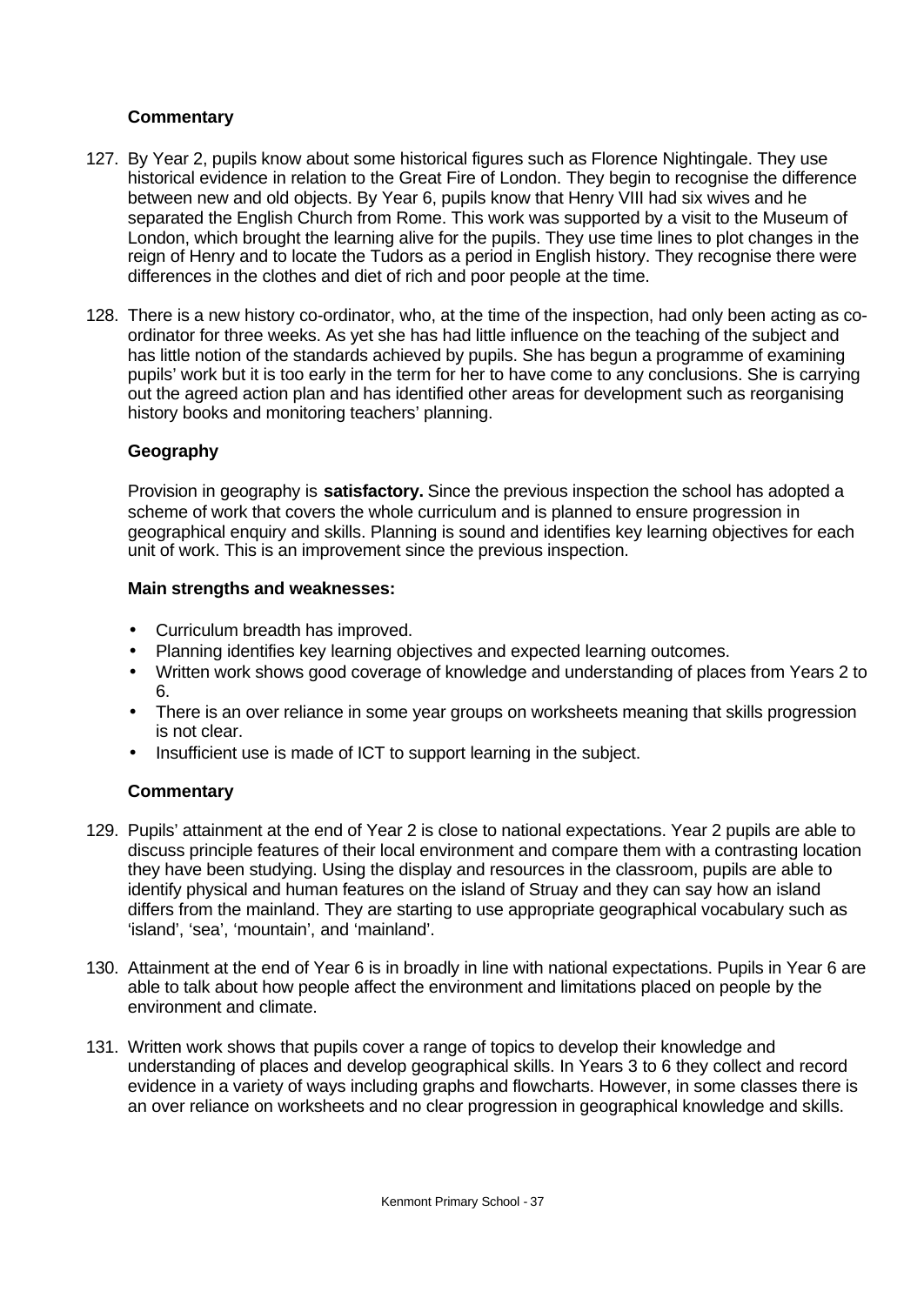**Commentary**

127. By Year 2, pupils know about some historical figures such as Florence Nightingale. They use historical evidence in relation to the Great Fire of London. They begin to recognise the difference between new and old objects. By Year 6, pupils know that Henry VIII had six wives and he separated the English Church from Rome. This work was supported by a visit to the Museum of London, which brought the learning alive for the pupils. They use time lines to plot changes in the reign of Henry and to locate the Tudors as a period in English history. They recognise there were differences in the clothes and diet of rich and poor people at the time.

128. There is a new history co-ordinator, who, at the time of the inspection, had only been acting as co-ordinator for three weeks. As yet she has had little influence on the teaching of the subject and has little notion of the standards achieved by pupils. She has begun a programme of examining pupils' work but it is too early in the term for her to have come to any conclusions. She is carrying out the agreed action plan and has identified other areas for development such as reorganising history books and monitoring teachers' planning.

**Geography**

Provision in geography is **satisfactory.** Since the previous inspection the school has adopted a scheme of work that covers the whole curriculum and is planned to ensure progression in geographical enquiry and skills. Planning is sound and identifies key learning objectives for each unit of work. This is an improvement since the previous inspection.

**Main strengths and weaknesses:**

- Curriculum breadth has improved.
- Planning identifies key learning objectives and expected learning outcomes.
- Written work shows good coverage of knowledge and understanding of places from Years 2 to 6.
- There is an over reliance in some year groups on worksheets meaning that skills progression is not clear.
- Insufficient use is made of ICT to support learning in the subject.

**Commentary**

129. Pupils' attainment at the end of Year 2 is close to national expectations. Year 2 pupils are able to discuss principle features of their local environment and compare them with a contrasting location they have been studying. Using the display and resources in the classroom, pupils are able to identify physical and human features on the island of Struay and they can say how an island differs from the mainland. They are starting to use appropriate geographical vocabulary such as 'island', 'sea', 'mountain', and 'mainland'.

130. Attainment at the end of Year 6 is in broadly in line with national expectations. Pupils in Year 6 are able to talk about how people affect the environment and limitations placed on people by the environment and climate.

131. Written work shows that pupils cover a range of topics to develop their knowledge and understanding of places and develop geographical skills. In Years 3 to 6 they collect and record evidence in a variety of ways including graphs and flowcharts. However, in some classes there is an over reliance on worksheets and no clear progression in geographical knowledge and skills.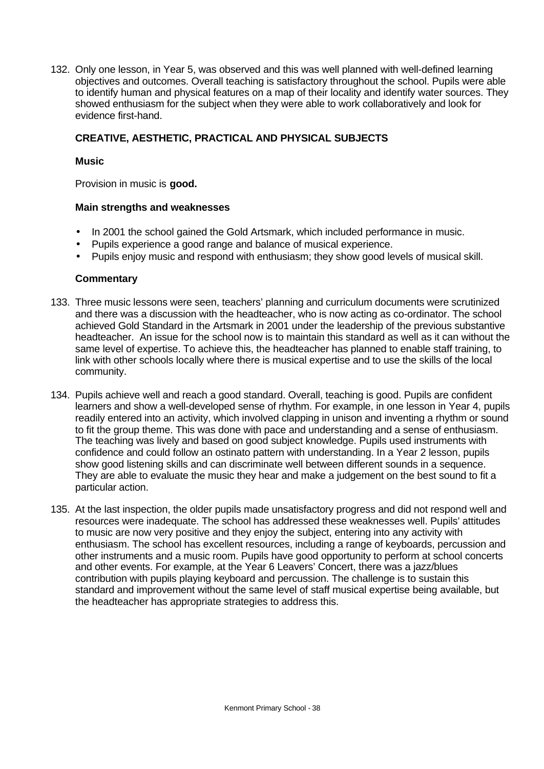132. Only one lesson, in Year 5, was observed and this was well planned with well-defined learning objectives and outcomes. Overall teaching is satisfactory throughout the school. Pupils were able to identify human and physical features on a map of their locality and identify water sources. They showed enthusiasm for the subject when they were able to work collaboratively and look for evidence first-hand.

## CREATIVE, AESTHETIC, PRACTICAL AND PHYSICAL SUBJECTS

### Music

Provision in music is **good.**

#### Main strengths and weaknesses

- In 2001 the school gained the Gold Artsmark, which included performance in music.
- Pupils experience a good range and balance of musical experience.
- Pupils enjoy music and respond with enthusiasm; they show good levels of musical skill.

#### Commentary

133. Three music lessons were seen, teachers' planning and curriculum documents were scrutinized and there was a discussion with the headteacher, who is now acting as co-ordinator. The school achieved Gold Standard in the Artsmark in 2001 under the leadership of the previous substantive headteacher. An issue for the school now is to maintain this standard as well as it can without the same level of expertise. To achieve this, the headteacher has planned to enable staff training, to link with other schools locally where there is musical expertise and to use the skills of the local community.

134. Pupils achieve well and reach a good standard. Overall, teaching is good. Pupils are confident learners and show a well-developed sense of rhythm. For example, in one lesson in Year 4, pupils readily entered into an activity, which involved clapping in unison and inventing a rhythm or sound to fit the group theme. This was done with pace and understanding and a sense of enthusiasm. The teaching was lively and based on good subject knowledge. Pupils used instruments with confidence and could follow an ostinato pattern with understanding. In a Year 2 lesson, pupils show good listening skills and can discriminate well between different sounds in a sequence. They are able to evaluate the music they hear and make a judgement on the best sound to fit a particular action.

135. At the last inspection, the older pupils made unsatisfactory progress and did not respond well and resources were inadequate. The school has addressed these weaknesses well. Pupils' attitudes to music are now very positive and they enjoy the subject, entering into any activity with enthusiasm. The school has excellent resources, including a range of keyboards, percussion and other instruments and a music room. Pupils have good opportunity to perform at school concerts and other events. For example, at the Year 6 Leavers' Concert, there was a jazz/blues contribution with pupils playing keyboard and percussion. The challenge is to sustain this standard and improvement without the same level of staff musical expertise being available, but the headteacher has appropriate strategies to address this.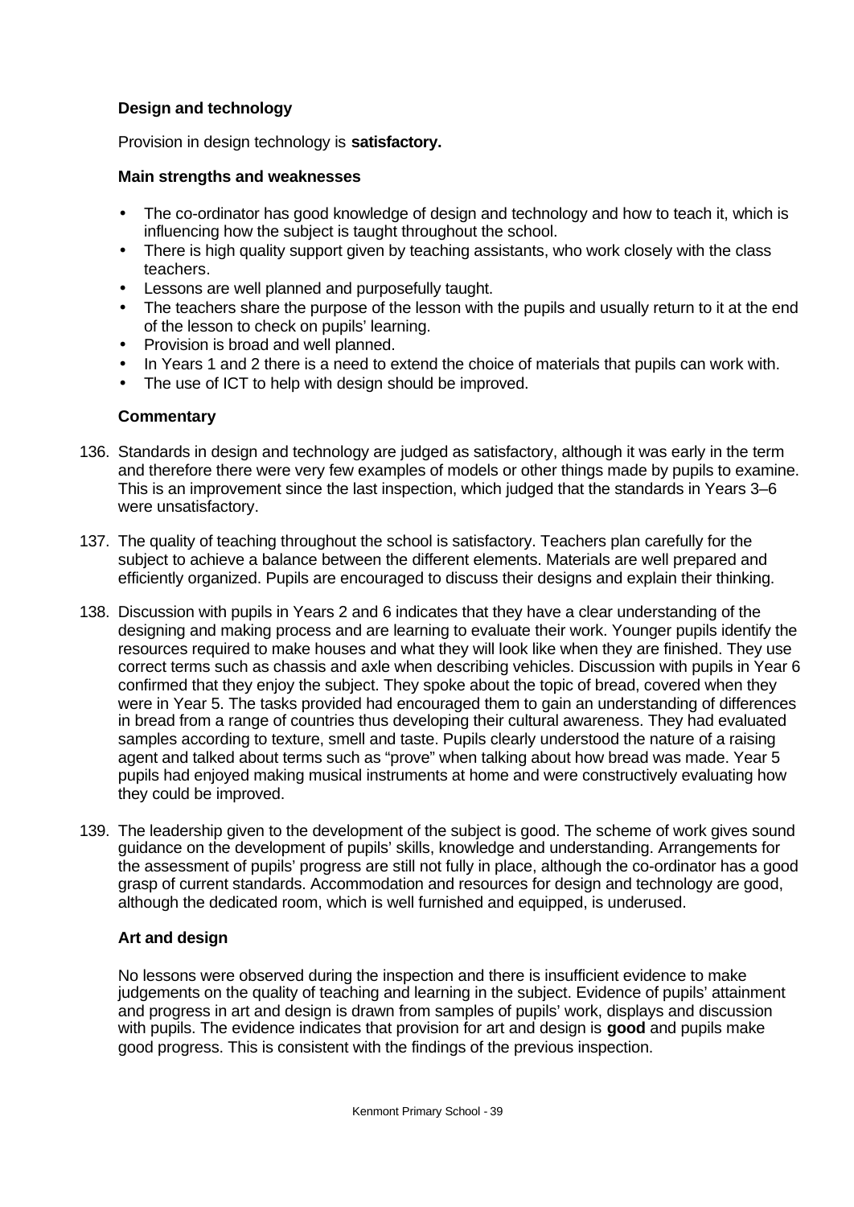### Design and technology

Provision in design technology is **satisfactory.**

#### Main strengths and weaknesses

- The co-ordinator has good knowledge of design and technology and how to teach it, which is influencing how the subject is taught throughout the school.
- There is high quality support given by teaching assistants, who work closely with the class teachers.
- Lessons are well planned and purposefully taught.
- The teachers share the purpose of the lesson with the pupils and usually return to it at the end of the lesson to check on pupils' learning.
- Provision is broad and well planned.
- In Years 1 and 2 there is a need to extend the choice of materials that pupils can work with.
- The use of ICT to help with design should be improved.

#### Commentary

136. Standards in design and technology are judged as satisfactory, although it was early in the term and therefore there were very few examples of models or other things made by pupils to examine. This is an improvement since the last inspection, which judged that the standards in Years 3–6 were unsatisfactory.

137. The quality of teaching throughout the school is satisfactory. Teachers plan carefully for the subject to achieve a balance between the different elements. Materials are well prepared and efficiently organized. Pupils are encouraged to discuss their designs and explain their thinking.

138. Discussion with pupils in Years 2 and 6 indicates that they have a clear understanding of the designing and making process and are learning to evaluate their work. Younger pupils identify the resources required to make houses and what they will look like when they are finished. They use correct terms such as chassis and axle when describing vehicles. Discussion with pupils in Year 6 confirmed that they enjoy the subject. They spoke about the topic of bread, covered when they were in Year 5. The tasks provided had encouraged them to gain an understanding of differences in bread from a range of countries thus developing their cultural awareness. They had evaluated samples according to texture, smell and taste. Pupils clearly understood the nature of a raising agent and talked about terms such as "prove" when talking about how bread was made. Year 5 pupils had enjoyed making musical instruments at home and were constructively evaluating how they could be improved.

139. The leadership given to the development of the subject is good. The scheme of work gives sound guidance on the development of pupils' skills, knowledge and understanding. Arrangements for the assessment of pupils' progress are still not fully in place, although the co-ordinator has a good grasp of current standards. Accommodation and resources for design and technology are good, although the dedicated room, which is well furnished and equipped, is underused.

### Art and design

No lessons were observed during the inspection and there is insufficient evidence to make judgements on the quality of teaching and learning in the subject. Evidence of pupils' attainment and progress in art and design is drawn from samples of pupils' work, displays and discussion with pupils. The evidence indicates that provision for art and design is **good** and pupils make good progress. This is consistent with the findings of the previous inspection.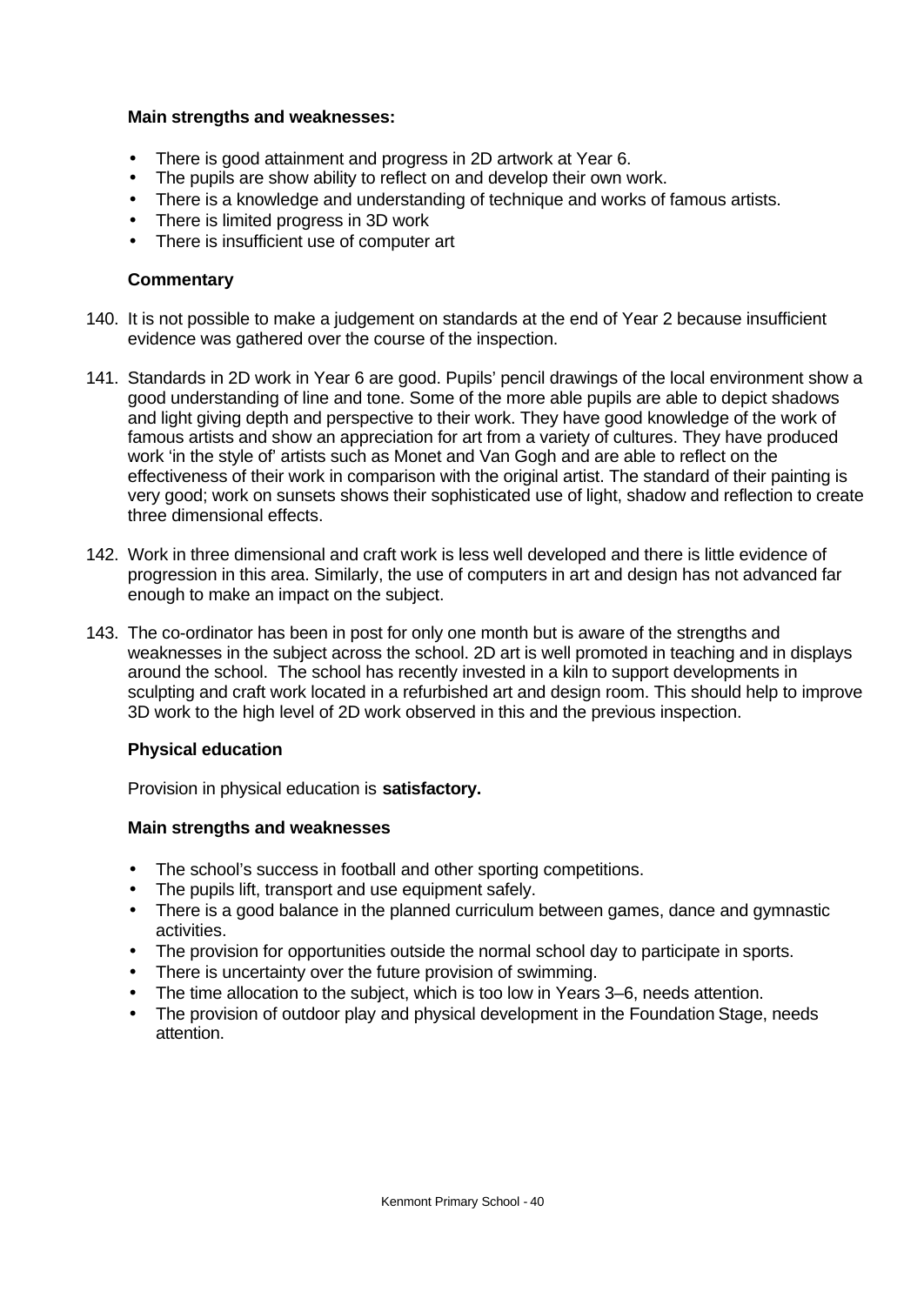**Main strengths and weaknesses:**

- There is good attainment and progress in 2D artwork at Year 6.
- The pupils are show ability to reflect on and develop their own work.
- There is a knowledge and understanding of technique and works of famous artists.
- There is limited progress in 3D work
- There is insufficient use of computer art

**Commentary**

140. It is not possible to make a judgement on standards at the end of Year 2 because insufficient evidence was gathered over the course of the inspection.

141. Standards in 2D work in Year 6 are good. Pupils' pencil drawings of the local environment show a good understanding of line and tone. Some of the more able pupils are able to depict shadows and light giving depth and perspective to their work. They have good knowledge of the work of famous artists and show an appreciation for art from a variety of cultures. They have produced work 'in the style of' artists such as Monet and Van Gogh and are able to reflect on the effectiveness of their work in comparison with the original artist. The standard of their painting is very good; work on sunsets shows their sophisticated use of light, shadow and reflection to create three dimensional effects.

142. Work in three dimensional and craft work is less well developed and there is little evidence of progression in this area. Similarly, the use of computers in art and design has not advanced far enough to make an impact on the subject.

143. The co-ordinator has been in post for only one month but is aware of the strengths and weaknesses in the subject across the school. 2D art is well promoted in teaching and in displays around the school. The school has recently invested in a kiln to support developments in sculpting and craft work located in a refurbished art and design room. This should help to improve 3D work to the high level of 2D work observed in this and the previous inspection.

**Physical education**

Provision in physical education is **satisfactory.**

**Main strengths and weaknesses**

- The school's success in football and other sporting competitions.
- The pupils lift, transport and use equipment safely.
- There is a good balance in the planned curriculum between games, dance and gymnastic activities.
- The provision for opportunities outside the normal school day to participate in sports.
- There is uncertainty over the future provision of swimming.
- The time allocation to the subject, which is too low in Years 3–6, needs attention.
- The provision of outdoor play and physical development in the Foundation Stage, needs attention.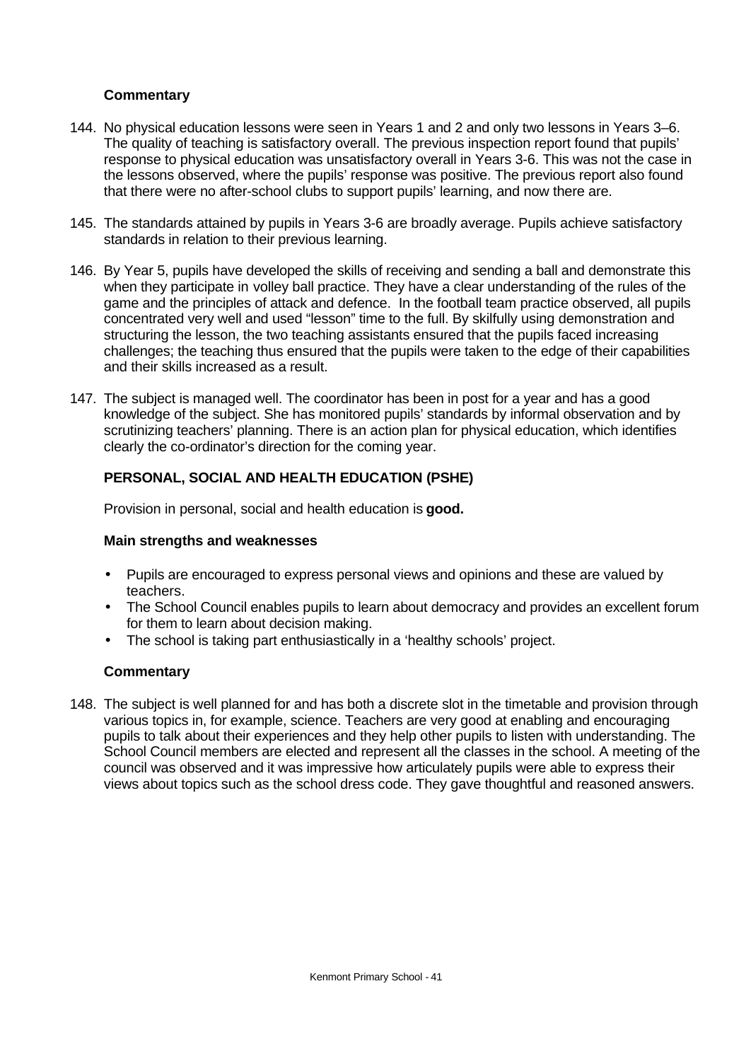### Commentary

144. No physical education lessons were seen in Years 1 and 2 and only two lessons in Years 3–6. The quality of teaching is satisfactory overall. The previous inspection report found that pupils' response to physical education was unsatisfactory overall in Years 3-6. This was not the case in the lessons observed, where the pupils' response was positive. The previous report also found that there were no after-school clubs to support pupils' learning, and now there are.

145. The standards attained by pupils in Years 3-6 are broadly average. Pupils achieve satisfactory standards in relation to their previous learning.

146. By Year 5, pupils have developed the skills of receiving and sending a ball and demonstrate this when they participate in volley ball practice. They have a clear understanding of the rules of the game and the principles of attack and defence. In the football team practice observed, all pupils concentrated very well and used "lesson" time to the full. By skilfully using demonstration and structuring the lesson, the two teaching assistants ensured that the pupils faced increasing challenges; the teaching thus ensured that the pupils were taken to the edge of their capabilities and their skills increased as a result.

147. The subject is managed well. The coordinator has been in post for a year and has a good knowledge of the subject. She has monitored pupils' standards by informal observation and by scrutinizing teachers' planning. There is an action plan for physical education, which identifies clearly the co-ordinator's direction for the coming year.

## PERSONAL, SOCIAL AND HEALTH EDUCATION (PSHE)

Provision in personal, social and health education is **good.**

### Main strengths and weaknesses

- Pupils are encouraged to express personal views and opinions and these are valued by teachers.
- The School Council enables pupils to learn about democracy and provides an excellent forum for them to learn about decision making.
- The school is taking part enthusiastically in a 'healthy schools' project.

### Commentary

148. The subject is well planned for and has both a discrete slot in the timetable and provision through various topics in, for example, science. Teachers are very good at enabling and encouraging pupils to talk about their experiences and they help other pupils to listen with understanding. The School Council members are elected and represent all the classes in the school. A meeting of the council was observed and it was impressive how articulately pupils were able to express their views about topics such as the school dress code. They gave thoughtful and reasoned answers.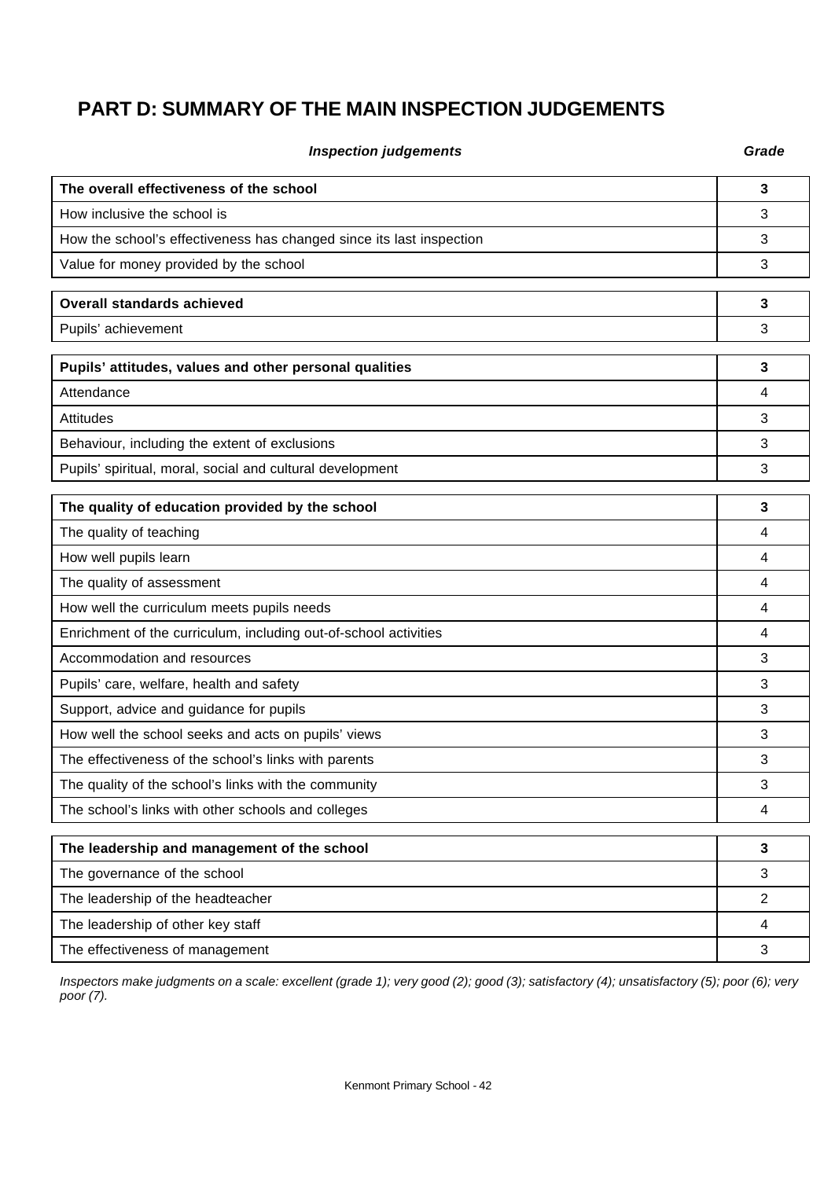# PART D: SUMMARY OF THE MAIN INSPECTION JUDGEMENTS

| *Inspection judgements* | *Grade* |
|---|---|
| **The overall effectiveness of the school** | **3** |
| How inclusive the school is | 3 |
| How the school's effectiveness has changed since its last inspection | 3 |
| Value for money provided by the school | 3 |
| **Overall standards achieved** | **3** |
| Pupils' achievement | 3 |
| **Pupils' attitudes, values and other personal qualities** | **3** |
| Attendance | 4 |
| Attitudes | 3 |
| Behaviour, including the extent of exclusions | 3 |
| Pupils' spiritual, moral, social and cultural development | 3 |
| **The quality of education provided by the school** | **3** |
| The quality of teaching | 4 |
| How well pupils learn | 4 |
| The quality of assessment | 4 |
| How well the curriculum meets pupils needs | 4 |
| Enrichment of the curriculum, including out-of-school activities | 4 |
| Accommodation and resources | 3 |
| Pupils' care, welfare, health and safety | 3 |
| Support, advice and guidance for pupils | 3 |
| How well the school seeks and acts on pupils' views | 3 |
| The effectiveness of the school's links with parents | 3 |
| The quality of the school's links with the community | 3 |
| The school's links with other schools and colleges | 4 |
| **The leadership and management of the school** | **3** |
| The governance of the school | 3 |
| The leadership of the headteacher | 2 |
| The leadership of other key staff | 4 |
| The effectiveness of management | 3 |

*Inspectors make judgments on a scale: excellent (grade 1); very good (2); good (3); satisfactory (4); unsatisfactory (5); poor (6); very poor (7).*